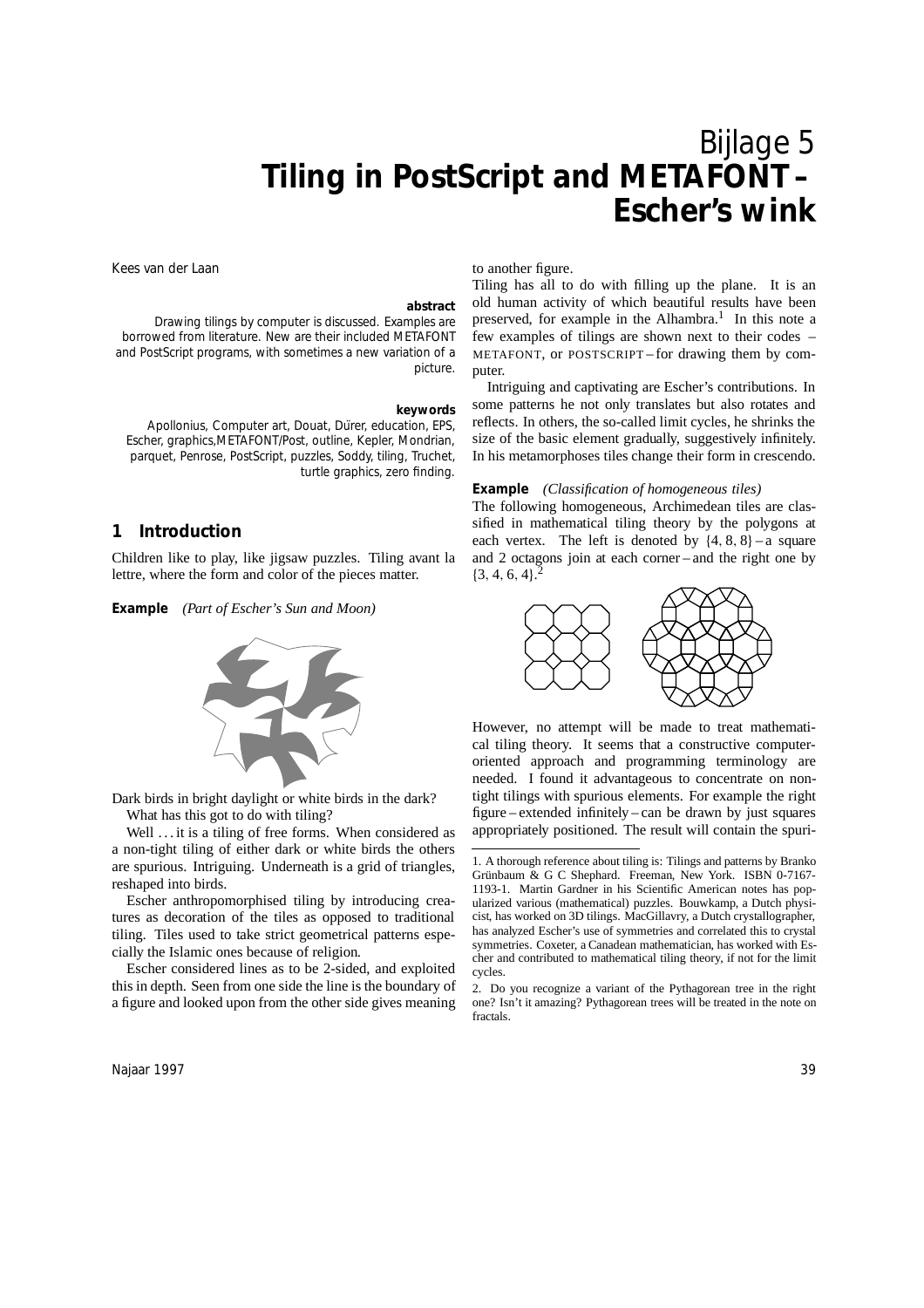# Bijlage 5
# Tiling in PostScript and METAFONT – Escher's wink

Kees van der Laan

**abstract**

Drawing tilings by computer is discussed. Examples are borrowed from literature. New are their included METAFONT and PostScript programs, with sometimes a new variation of a picture.

**keywords**

Apollonius, Computer art, Douat, Dürer, education, EPS, Escher, graphics,METAFONT/Post, outline, Kepler, Mondrian, parquet, Penrose, PostScript, puzzles, Soddy, tiling, Truchet, turtle graphics, zero finding.

## 1 Introduction

Children like to play, like jigsaw puzzles. Tiling avant la lettre, where the form and color of the pieces matter.

**Example** *(Part of Escher's Sun and Moon)*

Dark birds in bright daylight or white birds in the dark?

What has this got to do with tiling?

Well ... it is a tiling of free forms. When considered as a non-tight tiling of either dark or white birds the others are spurious. Intriguing. Underneath is a grid of triangles, reshaped into birds.

Escher anthropomorphised tiling by introducing creatures as decoration of the tiles as opposed to traditional tiling. Tiles used to take strict geometrical patterns especially the Islamic ones because of religion.

Escher considered lines as to be 2-sided, and exploited this in depth. Seen from one side the line is the boundary of a figure and looked upon from the other side gives meaning to another figure.

Tiling has all to do with filling up the plane. It is an old human activity of which beautiful results have been preserved, for example in the Alhambra.[1] In this note a few examples of tilings are shown next to their codes – METAFONT, or POSTSCRIPT – for drawing them by computer.

Intriguing and captivating are Escher's contributions. In some patterns he not only translates but also rotates and reflects. In others, the so-called limit cycles, he shrinks the size of the basic element gradually, suggestively infinitely. In his metamorphoses tiles change their form in crescendo.

**Example** *(Classification of homogeneous tiles)*

The following homogeneous, Archimedean tiles are classified in mathematical tiling theory by the polygons at each vertex. The left is denoted by {4, 8, 8} – a square and 2 octagons join at each corner – and the right one by {3, 4, 6, 4}.[2]

However, no attempt will be made to treat mathematical tiling theory. It seems that a constructive computer-oriented approach and programming terminology are needed. I found it advantageous to concentrate on non-tight tilings with spurious elements. For example the right figure – extended infinitely – can be drawn by just squares appropriately positioned. The result will contain the spuri-

---

1. A thorough reference about tiling is: Tilings and patterns by Branko Grünbaum & G C Shephard. Freeman, New York. ISBN 0-7167-1193-1. Martin Gardner in his Scientific American notes has popularized various (mathematical) puzzles. Bouwkamp, a Dutch physicist, has analyzed Escher's use of symmetries and correlated this to crystal symmetries. Coxeter, a Canadean mathematician, has worked with Escher and contributed to mathematical tiling theory, if not for the limit cycles.

2. Do you recognize a variant of the Pythagorean tree in the right one? Isn't it amazing? Pythagorean trees will be treated in the note on fractals.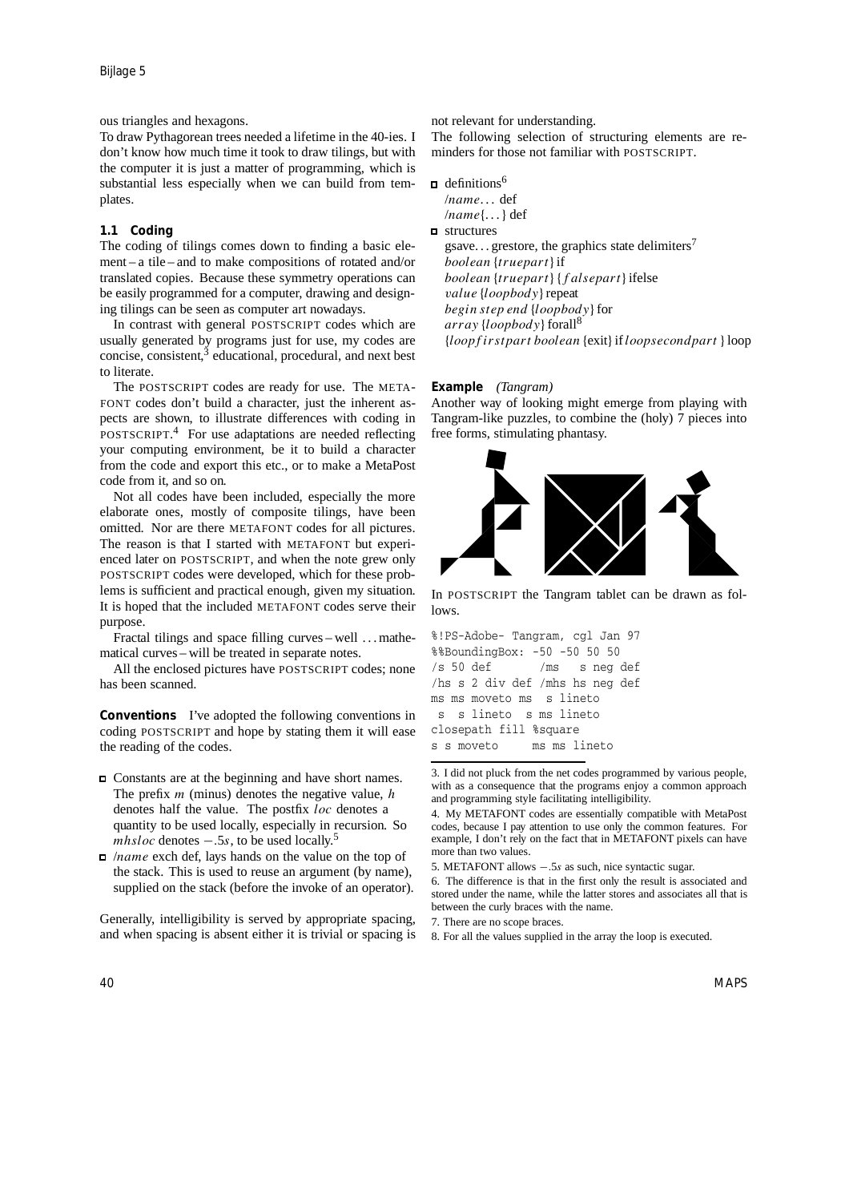ous triangles and hexagons.

To draw Pythagorean trees needed a lifetime in the 40-ies. I don't know how much time it took to draw tilings, but with the computer it is just a matter of programming, which is substantial less especially when we can build from templates.

### 1.1 Coding

The coding of tilings comes down to finding a basic element – a tile – and to make compositions of rotated and/or translated copies. Because these symmetry operations can be easily programmed for a computer, drawing and designing tilings can be seen as computer art nowadays.

In contrast with general POSTSCRIPT codes which are usually generated by programs just for use, my codes are concise, consistent,[3] educational, procedural, and next best to literate.

The POSTSCRIPT codes are ready for use. The METAFONT codes don't build a character, just the inherent aspects are shown, to illustrate differences with coding in POSTSCRIPT.[4] For use adaptations are needed reflecting your computing environment, be it to build a character from the code and export this etc., or to make a MetaPost code from it, and so on.

Not all codes have been included, especially the more elaborate ones, mostly of composite tilings, have been omitted. Nor are there METAFONT codes for all pictures. The reason is that I started with METAFONT but experienced later on POSTSCRIPT, and when the note grew only POSTSCRIPT codes were developed, which for these problems is sufficient and practical enough, given my situation. It is hoped that the included METAFONT codes serve their purpose.

Fractal tilings and space filling curves – well ... mathematical curves – will be treated in separate notes.

All the enclosed pictures have POSTSCRIPT codes; none has been scanned.

**Conventions** I've adopted the following conventions in coding POSTSCRIPT and hope by stating them it will ease the reading of the codes.

- Constants are at the beginning and have short names. The prefix $m$ (minus) denotes the negative value, $h$ denotes half the value. The postfix $loc$ denotes a quantity to be used locally, especially in recursion. So $mhsloc$ denotes $-.5s$, to be used locally.[5]
- /*name* exch def, lays hands on the value on the top of the stack. This is used to reuse an argument (by name), supplied on the stack (before the invoke of an operator).

Generally, intelligibility is served by appropriate spacing, and when spacing is absent either it is trivial or spacing is not relevant for understanding.

The following selection of structuring elements are reminders for those not familiar with POSTSCRIPT.

- definitions[6]
  /*name*... def
  /*name*{...} def
- structures
  gsave... grestore, the graphics state delimiters[7]
  *boolean* {*truepart*} if
  *boolean* {*truepart*} {*falsepart*} ifelse
  *value* {*loopbody*} repeat
  *begin step end* {*loopbody*} for
  *array* {*loopbody*} forall[8]
  {*loopfirstpart boolean* {exit} if *loopsecondpart* } loop

**Example** *(Tangram)*

Another way of looking might emerge from playing with Tangram-like puzzles, to combine the (holy) 7 pieces into free forms, stimulating phantasy.

In POSTSCRIPT the Tangram tablet can be drawn as follows.

```
%!PS-Adobe- Tangram, cgl Jan 97
%%BoundingBox: -50 -50 50 50
/s 50 def       /ms  s neg def
/hs s 2 div def /mhs hs neg def
ms ms moveto ms  s lineto
 s  s lineto  s ms lineto
closepath fill %square
s s moveto     ms ms lineto
```

3. I did not pluck from the net codes programmed by various people, with as a consequence that the programs enjoy a common approach and programming style facilitating intelligibility.

4. My METAFONT codes are essentially compatible with MetaPost codes, because I pay attention to use only the common features. For example, I don't rely on the fact that in METAFONT pixels can have more than two values.

5. METAFONT allows $-.5s$ as such, nice syntactic sugar.

6. The difference is that in the first only the result is associated and stored under the name, while the latter stores and associates all that is between the curly braces with the name.

7. There are no scope braces.

8. For all the values supplied in the array the loop is executed.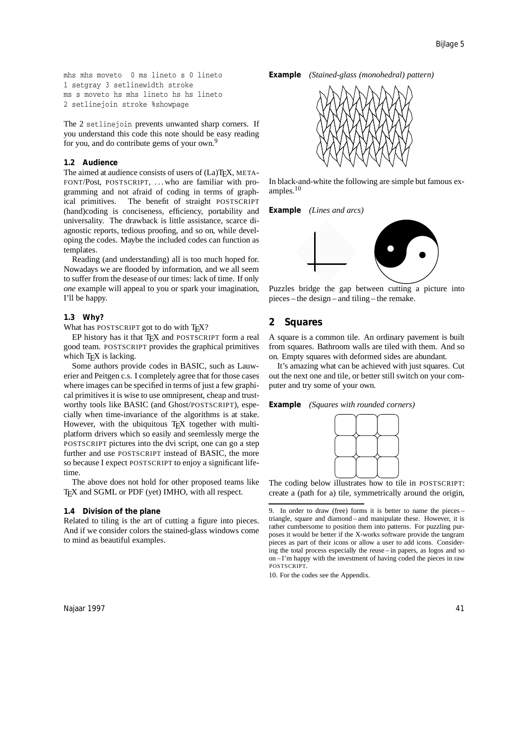```
mhs mhs moveto  0 ms lineto s 0 lineto
1 setgray 3 setlinewidth stroke
ms s moveto hs mhs lineto hs hs lineto
2 setlinejoin stroke %showpage
```

The 2 `setlinejoin` prevents unwanted sharp corners. If you understand this code this note should be easy reading for you, and do contribute gems of your own.[9]

### 1.2 Audience

The aimed at audience consists of users of (La)TEX, METAFONT/Post, POSTSCRIPT, ... who are familiar with programming and not afraid of coding in terms of graphical primitives. The benefit of straight POSTSCRIPT (hand)coding is conciseness, efficiency, portability and universality. The drawback is little assistance, scarce diagnostic reports, tedious proofing, and so on, while developing the codes. Maybe the included codes can function as templates.

Reading (and understanding) all is too much hoped for. Nowadays we are flooded by information, and we all seem to suffer from the desease of our times: lack of time. If only *one* example will appeal to you or spark your imagination, I'll be happy.

### 1.3 Why?

What has POSTSCRIPT got to do with TEX?

EP history has it that TEX and POSTSCRIPT form a real good team. POSTSCRIPT provides the graphical primitives which TEX is lacking.

Some authors provide codes in BASIC, such as Lauwerier and Peitgen c.s. I completely agree that for those cases where images can be specified in terms of just a few graphical primitives it is wise to use omnipresent, cheap and trustworthy tools like BASIC (and Ghost/POSTSCRIPT), especially when time-invariance of the algorithms is at stake. However, with the ubiquitous TEX together with multi-platform drivers which so easily and seemlessly merge the POSTSCRIPT pictures into the dvi script, one can go a step further and use POSTSCRIPT instead of BASIC, the more so because I expect POSTSCRIPT to enjoy a significant lifetime.

The above does not hold for other proposed teams like TEX and SGML or PDF (yet) IMHO, with all respect.

### 1.4 Division of the plane

Related to tiling is the art of cutting a figure into pieces. And if we consider colors the stained-glass windows come to mind as beautiful examples.

**Example** *(Stained-glass (monohedral) pattern)*

In black-and-white the following are simple but famous examples.[10]

**Example** *(Lines and arcs)*

Puzzles bridge the gap between cutting a picture into pieces – the design – and tiling – the remake.

## 2 Squares

A square is a common tile. An ordinary pavement is built from squares. Bathroom walls are tiled with them. And so on. Empty squares with deformed sides are abundant.

It's amazing what can be achieved with just squares. Cut out the next one and tile, or better still switch on your computer and try some of your own.

**Example** *(Squares with rounded corners)*

The coding below illustrates how to tile in POSTSCRIPT: create a (path for a) tile, symmetrically around the origin,

---

9. In order to draw (free) forms it is better to name the pieces – triangle, square and diamond – and manipulate these. However, it is rather cumbersome to position them into patterns. For puzzling purposes it would be better if the X-works software provide the tangram pieces as part of their icons or allow a user to add icons. Considering the total process especially the reuse – in papers, as logos and so on – I'm happy with the investment of having coded the pieces in raw POSTSCRIPT.

10. For the codes see the Appendix.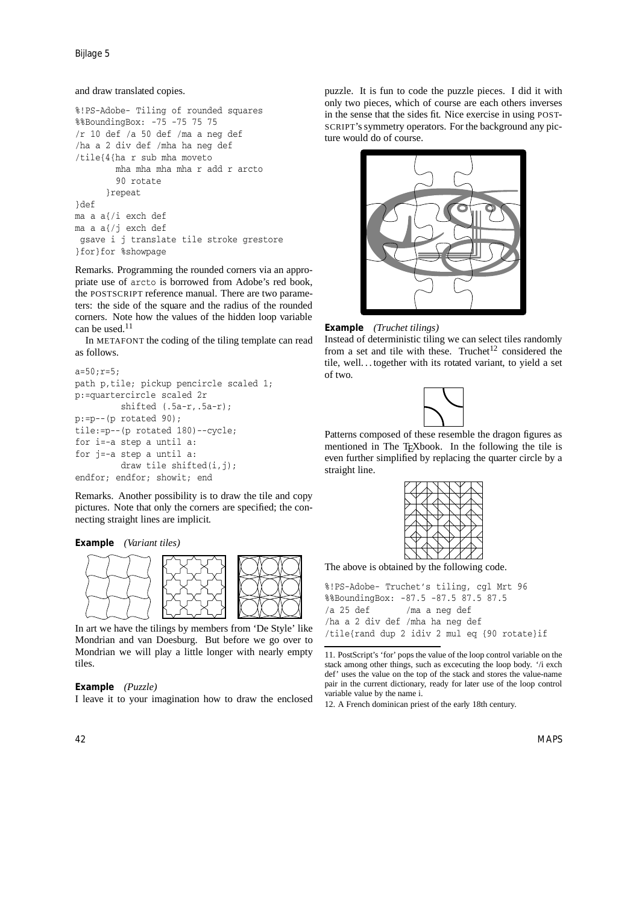and draw translated copies.

```
%!PS-Adobe- Tiling of rounded squares
%%BoundingBox: -75 -75 75 75
/r 10 def /a 50 def /ma a neg def
/ha a 2 div def /mha ha neg def
/tile{4{ha r sub mha moveto
        mha mha mha mha r add r arcto
        90 rotate
      }repeat
}def
ma a a{/i exch def
ma a a{/j exch def
 gsave i j translate tile stroke grestore
}for}for %showpage
```

Remarks. Programming the rounded corners via an appropriate use of `arcto` is borrowed from Adobe's red book, the POSTSCRIPT reference manual. There are two parameters: the side of the square and the radius of the rounded corners. Note how the values of the hidden loop variable can be used.[11]

In METAFONT the coding of the tiling template can read as follows.

```
a=50;r=5;
path p,tile; pickup pencircle scaled 1;
p:=quartercircle scaled 2r
        shifted (.5a-r,.5a-r);
p:=p--(p rotated 90);
tile:=p--(p rotated 180)--cycle;
for i=-a step a until a:
for j=-a step a until a:
        draw tile shifted(i,j);
endfor; endfor; showit; end
```

Remarks. Another possibility is to draw the tile and copy pictures. Note that only the corners are specified; the connecting straight lines are implicit.

**Example** *(Variant tiles)*

In art we have the tilings by members from 'De Style' like Mondrian and van Doesburg. But before we go over to Mondrian we will play a little longer with nearly empty tiles.

**Example** *(Puzzle)*

I leave it to your imagination how to draw the enclosed puzzle. It is fun to code the puzzle pieces. I did it with only two pieces, which of course are each others inverses in the sense that the sides fit. Nice exercise in using POSTSCRIPT's symmetry operators. For the background any picture would do of course.

**Example** *(Truchet tilings)*

Instead of deterministic tiling we can select tiles randomly from a set and tile with these. Truchet[12] considered the tile, well... together with its rotated variant, to yield a set of two.

Patterns composed of these resemble the dragon figures as mentioned in The TEXbook. In the following the tile is even further simplified by replacing the quarter circle by a straight line.

The above is obtained by the following code.

```
%!PS-Adobe- Truchet's tiling, cgl Mrt 96
%%BoundingBox: -87.5 -87.5 87.5 87.5
/a 25 def      /ma a neg def
/ha a 2 div def /mha ha neg def
/tile{rand dup 2 idiv 2 mul eq {90 rotate}if
```

---

11. PostScript's 'for' pops the value of the loop control variable on the stack among other things, such as excecuting the loop body. '/i exch def' uses the value on the top of the stack and stores the value-name pair in the current dictionary, ready for later use of the loop control variable value by the name i.

12. A French dominican priest of the early 18th century.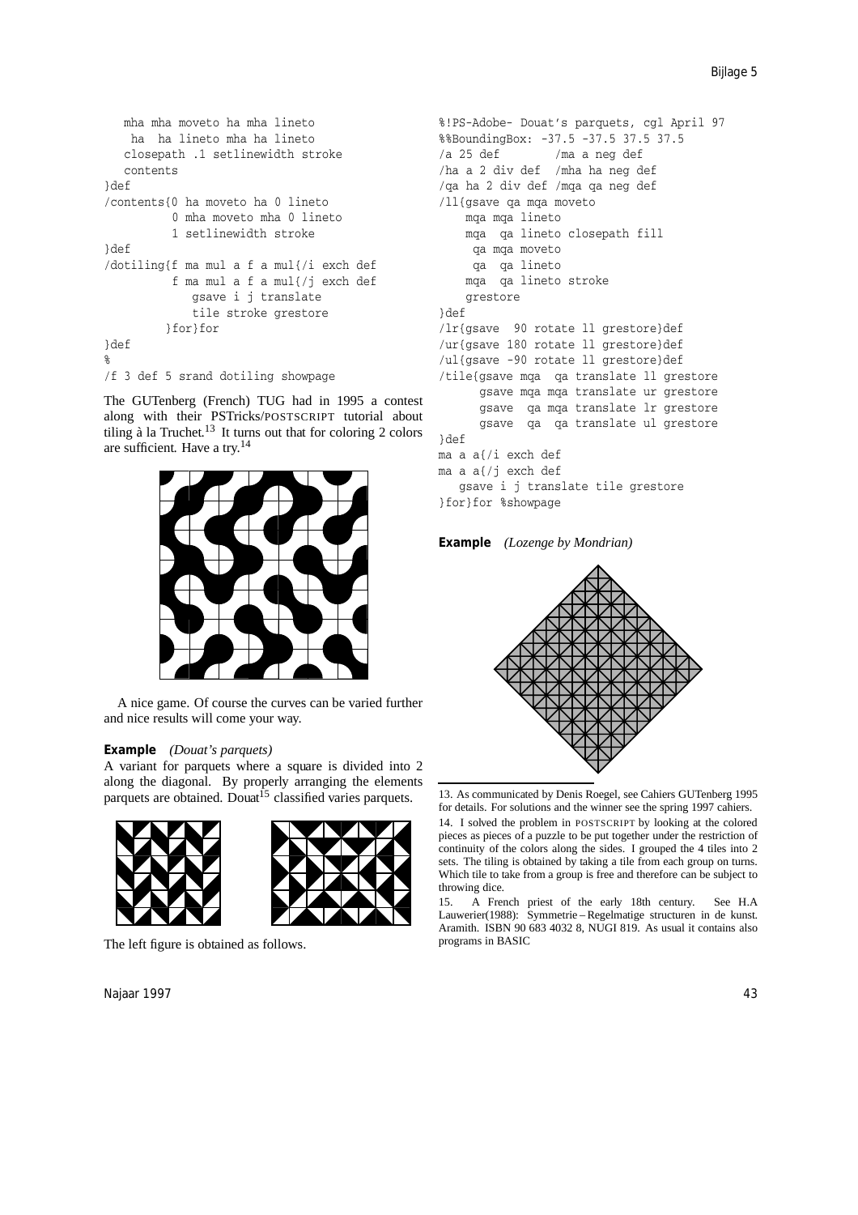```
   mha mha moveto ha mha lineto
    ha  ha lineto mha ha lineto
   closepath .1 setlinewidth stroke
   contents
}def
/contents{0 ha moveto ha 0 lineto
         0 mha moveto mha 0 lineto
         1 setlinewidth stroke
}def
/dotiling{f ma mul a f a mul{/i exch def
         f ma mul a f a mul{/j exch def
            gsave i j translate
            tile stroke grestore
        }for}for
}def
%
/f 3 def 5 srand dotiling showpage
```

The GUTenberg (French) TUG had in 1995 a contest along with their PSTricks/POSTSCRIPT tutorial about tiling à la Truchet.[13] It turns out that for coloring 2 colors are sufficient. Have a try.[14]

A nice game. Of course the curves can be varied further and nice results will come your way.

**Example** *(Douat's parquets)*

A variant for parquets where a square is divided into 2 along the diagonal. By properly arranging the elements parquets are obtained. Douat[15] classified varies parquets.

The left figure is obtained as follows.

```
%!PS-Adobe- Douat's parquets, cgl April 97
%%BoundingBox: -37.5 -37.5 37.5 37.5
/a 25 def        /ma a neg def
/ha a 2 div def  /mha ha neg def
/qa ha 2 div def /mqa qa neg def
/ll{gsave qa mqa moveto
    mqa mqa lineto
    mqa  qa lineto closepath fill
     qa mqa moveto
     qa  qa lineto
    mqa  qa lineto stroke
    grestore
}def
/lr{gsave  90 rotate ll grestore}def
/ur{gsave 180 rotate ll grestore}def
/ul{gsave -90 rotate ll grestore}def
/tile{gsave mqa  qa translate ll grestore
      gsave mqa mqa translate ur grestore
      gsave  qa mqa translate lr grestore
      gsave  qa  qa translate ul grestore
}def
ma a a{/i exch def
ma a a{/j exch def
   gsave i j translate tile grestore
}for}for %showpage
```

**Example** *(Lozenge by Mondrian)*

---

13. As communicated by Denis Roegel, see Cahiers GUTenberg 1995 for details. For solutions and the winner see the spring 1997 cahiers.

14. I solved the problem in POSTSCRIPT by looking at the colored pieces as pieces of a puzzle to be put together under the restriction of continuity of the colors along the sides. I grouped the 4 tiles into 2 sets. The tiling is obtained by taking a tile from each group on turns. Which tile to take from a group is free and therefore can be subject to throwing dice.

15. A French priest of the early 18th century. See H.A Lauwerier(1988): Symmetrie – Regelmatige structuren in de kunst. Aramith. ISBN 90 683 4032 8, NUGI 819. As usual it contains also programs in BASIC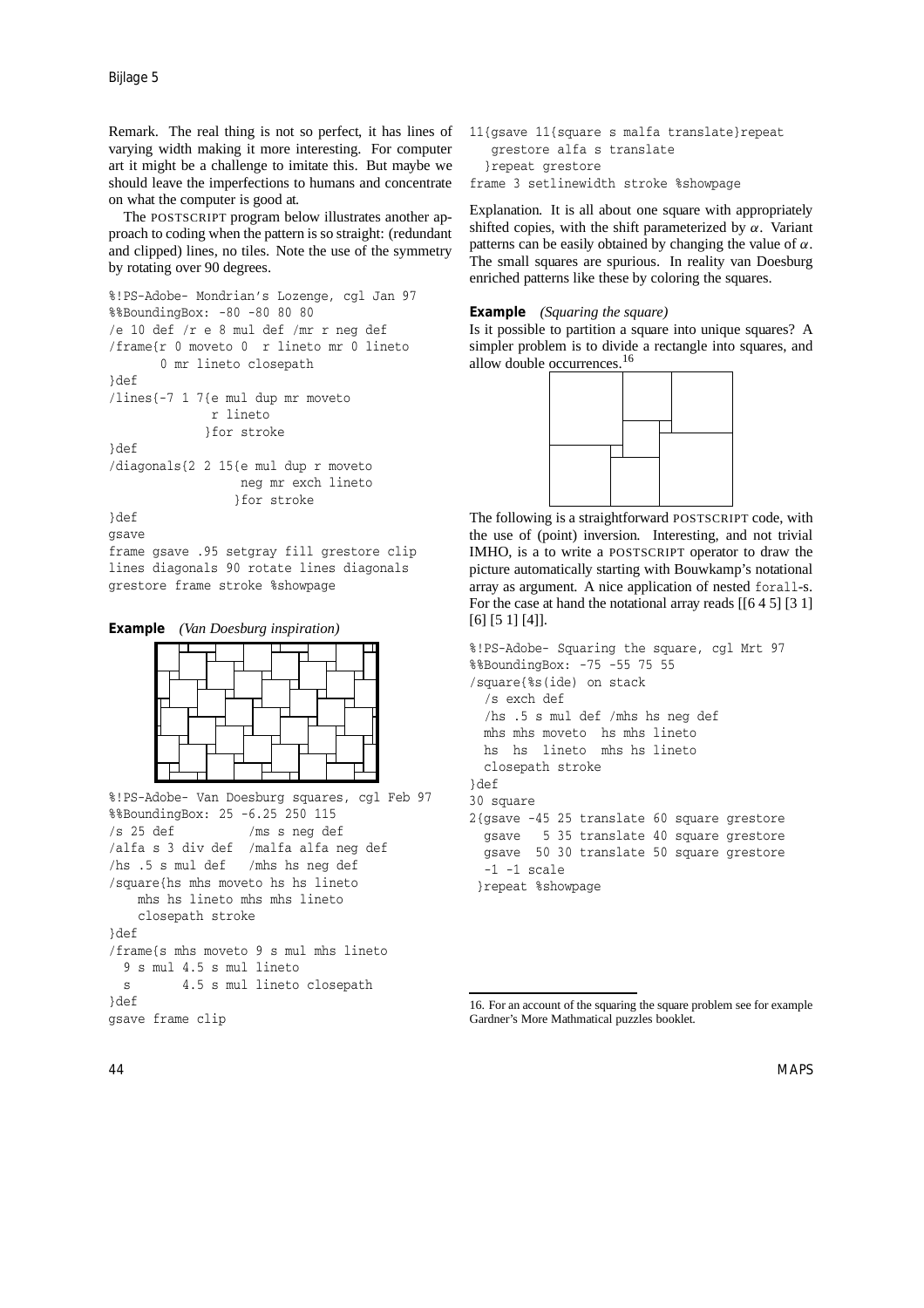Remark. The real thing is not so perfect, it has lines of varying width making it more interesting. For computer art it might be a challenge to imitate this. But maybe we should leave the imperfections to humans and concentrate on what the computer is good at.

The POSTSCRIPT program below illustrates another approach to coding when the pattern is so straight: (redundant and clipped) lines, no tiles. Note the use of the symmetry by rotating over 90 degrees.

```
%!PS-Adobe- Mondrian's Lozenge, cgl Jan 97
%%BoundingBox: -80 -80 80 80
/e 10 def /r e 8 mul def /mr r neg def
/frame{r 0 moveto 0  r lineto mr 0 lineto
       0 mr lineto closepath
}def
/lines{-7 1 7{e mul dup mr moveto
              r lineto
             }for stroke
}def
/diagonals{2 2 15{e mul dup r moveto
                  neg mr exch lineto
                 }for stroke
}def
gsave
frame gsave .95 setgray fill grestore clip
lines diagonals 90 rotate lines diagonals
grestore frame stroke %showpage
```

**Example** *(Van Doesburg inspiration)*

```
%!PS-Adobe- Van Doesburg squares, cgl Feb 97
%%BoundingBox: 25 -6.25 250 115
/s 25 def         /ms s neg def
/alfa s 3 div def  /malfa alfa neg def
/hs .5 s mul def   /mhs hs neg def
/square{hs mhs moveto hs hs lineto
    mhs hs lineto mhs mhs lineto
    closepath stroke
}def
/frame{s mhs moveto 9 s mul mhs lineto
  9 s mul 4.5 s mul lineto
  s       4.5 s mul lineto closepath
}def
gsave frame clip
11{gsave 11{square s malfa translate}repeat
   grestore alfa s translate
  }repeat grestore
frame 3 setlinewidth stroke %showpage
```

Explanation. It is all about one square with appropriately shifted copies, with the shift parameterized by $\alpha$. Variant patterns can be easily obtained by changing the value of $\alpha$. The small squares are spurious. In reality van Doesburg enriched patterns like these by coloring the squares.

**Example** *(Squaring the square)*

Is it possible to partition a square into unique squares? A simpler problem is to divide a rectangle into squares, and allow double occurrences.[16]

The following is a straightforward POSTSCRIPT code, with the use of (point) inversion. Interesting, and not trivial IMHO, is a to write a POSTSCRIPT operator to draw the picture automatically starting with Bouwkamp's notational array as argument. A nice application of nested `forall`-s. For the case at hand the notational array reads [[6 4 5] [3 1] [6] [5 1] [4]].

```
%!PS-Adobe- Squaring the square, cgl Mrt 97
%%BoundingBox: -75 -55 75 55
/square{%s(ide) on stack
  /s exch def
  /hs .5 s mul def /mhs hs neg def
  mhs mhs moveto  hs mhs lineto
  hs  hs  lineto  mhs hs lineto
  closepath stroke
}def
30 square
2{gsave -45 25 translate 60 square grestore
  gsave   5 35 translate 40 square grestore
  gsave  50 30 translate 50 square grestore
  -1 -1 scale
 }repeat %showpage
```

16. For an account of the squaring the square problem see for example Gardner's More Mathmatical puzzles booklet.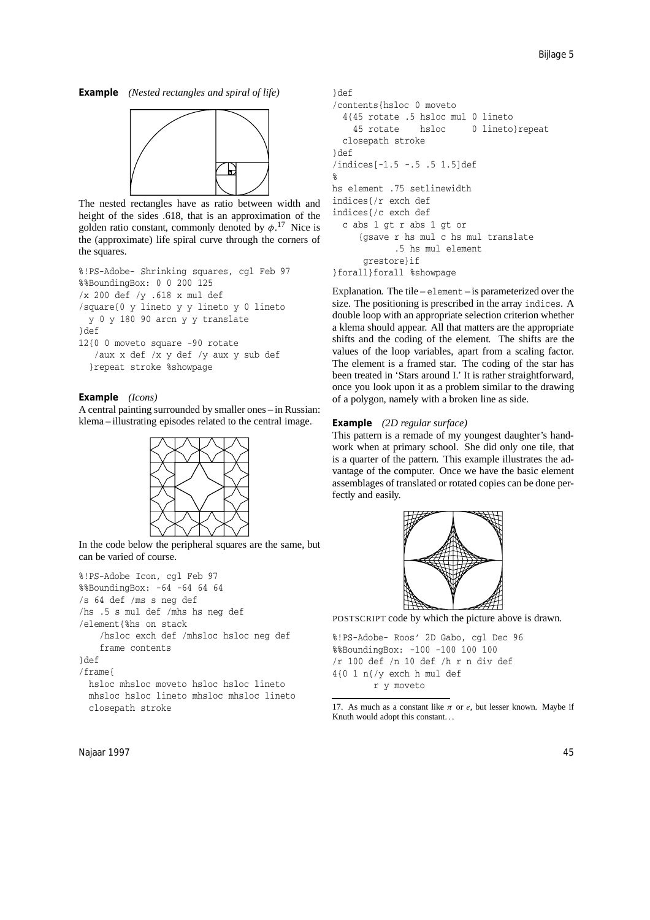**Example** *(Nested rectangles and spiral of life)*

The nested rectangles have as ratio between width and height of the sides .618, that is an approximation of the golden ratio constant, commonly denoted by $\phi$.[17] Nice is the (approximate) life spiral curve through the corners of the squares.

```
%!PS-Adobe- Shrinking squares, cgl Feb 97
%%BoundingBox: 0 0 200 125
/x 200 def /y .618 x mul def
/square{0 y lineto y y lineto y 0 lineto
  y 0 y 180 90 arcn y y translate
}def
12{0 0 moveto square -90 rotate
   /aux x def /x y def /y aux y sub def
  }repeat stroke %showpage
```

**Example** *(Icons)*

A central painting surrounded by smaller ones – in Russian: klema – illustrating episodes related to the central image.

In the code below the peripheral squares are the same, but can be varied of course.

```
%!PS-Adobe Icon, cgl Feb 97
%%BoundingBox: -64 -64 64 64
/s 64 def /ms s neg def
/hs .5 s mul def /mhs hs neg def
/element{%hs on stack
    /hsloc exch def /mhsloc hsloc neg def
    frame contents
}def
/frame{
  hsloc mhsloc moveto hsloc hsloc lineto
  mhsloc hsloc lineto mhsloc mhsloc lineto
  closepath stroke
}def
/contents{hsloc 0 moveto
  4{45 rotate .5 hsloc mul 0 lineto
    45 rotate    hsloc     0 lineto}repeat
  closepath stroke
}def
/indices[-1.5 -.5 .5 1.5]def
%
hs element .75 setlinewidth
indices{/r exch def
indices{/c exch def
  c abs 1 gt r abs 1 gt or
     {gsave r hs mul c hs mul translate
           .5 hs mul element
      grestore}if
}forall}forall %showpage
```

Explanation. The tile – `element` – is parameterized over the size. The positioning is prescribed in the array `indices`. A double loop with an appropriate selection criterion whether a klema should appear. All that matters are the appropriate shifts and the coding of the element. The shifts are the values of the loop variables, apart from a scaling factor. The element is a framed star. The coding of the star has been treated in 'Stars around I.' It is rather straightforward, once you look upon it as a problem similar to the drawing of a polygon, namely with a broken line as side.

**Example** *(2D regular surface)*

This pattern is a remade of my youngest daughter's handwork when at primary school. She did only one tile, that is a quarter of the pattern. This example illustrates the advantage of the computer. Once we have the basic element assemblages of translated or rotated copies can be done perfectly and easily.

POSTSCRIPT code by which the picture above is drawn.

```
%!PS-Adobe- Roos' 2D Gabo, cgl Dec 96
%%BoundingBox: -100 -100 100 100
/r 100 def /n 10 def /h r n div def
4{0 1 n{/y exch h mul def
       r y moveto
```

17. As much as a constant like $\pi$ or $e$, but lesser known. Maybe if Knuth would adopt this constant…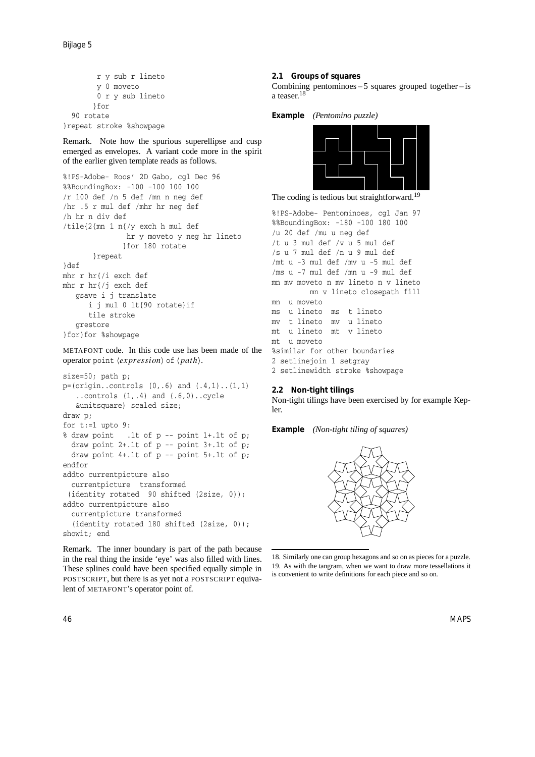```
        r y sub r lineto
        y 0 moveto
        0 r y sub lineto
       }for
  90 rotate
}repeat stroke %showpage
```

Remark. Note how the spurious superellipse and cusp emerged as envelopes. A variant code more in the spirit of the earlier given template reads as follows.

```
%!PS-Adobe- Roos' 2D Gabo, cgl Dec 96
%%BoundingBox: -100 -100 100 100
/r 100 def /n 5 def /mn n neg def
/hr .5 r mul def /mhr hr neg def
/h hr n div def
/tile{2{mn 1 n{/y exch h mul def
              hr y moveto y neg hr lineto
             }for 180 rotate
       }repeat
}def
mhr r hr{/i exch def
mhr r hr{/j exch def
   gsave i j translate
      i j mul 0 lt{90 rotate}if
      tile stroke
   grestore
}for}for %showpage
```

METAFONT code. In this code use has been made of the operator point ⟨*expression*⟩ of ⟨*path*⟩.

```
size=50; path p;
p=(origin..controls (0,.6) and (.4,1)..(1,1)
   ..controls (1,.4) and (.6,0)..cycle
   &unitsquare) scaled size;
draw p;
for t:=1 upto 9:
% draw point   .1t of p -- point 1+.1t of p;
  draw point 2+.1t of p -- point 3+.1t of p;
  draw point 4+.1t of p -- point 5+.1t of p;
endfor
addto currentpicture also
  currentpicture  transformed
 (identity rotated  90 shifted (2size, 0));
addto currentpicture also
  currentpicture transformed
  (identity rotated 180 shifted (2size, 0));
showit; end
```

Remark. The inner boundary is part of the path because in the real thing the inside 'eye' was also filled with lines. These splines could have been specified equally simple in POSTSCRIPT, but there is as yet not a POSTSCRIPT equivalent of METAFONT's operator point of.

### 2.1 Groups of squares

Combining pentominoes – 5 squares grouped together – is a teaser.[18]

**Example** *(Pentomino puzzle)*

The coding is tedious but straightforward.[19]

```
%!PS-Adobe- Pentominoes, cgl Jan 97
%%BoundingBox: -180 -100 180 100
/u 20 def /mu u neg def
/t u 3 mul def /v u 5 mul def
/s u 7 mul def /n u 9 mul def
/mt u -3 mul def /mv u -5 mul def
/ms u -7 mul def /mn u -9 mul def
mn mv moveto n mv lineto n v lineto
        mn v lineto closepath fill
mn  u moveto
ms  u lineto  ms  t lineto
mv  t lineto  mv  u lineto
mt  u lineto  mt  v lineto
mt  u moveto
%similar for other boundaries
2 setlinejoin 1 setgray
2 setlinewidth stroke %showpage
```

### 2.2 Non-tight tilings

Non-tight tilings have been exercised by for example Kepler.

**Example** *(Non-tight tiling of squares)*

18. Similarly one can group hexagons and so on as pieces for a puzzle.
19. As with the tangram, when we want to draw more tessellations it is convenient to write definitions for each piece and so on.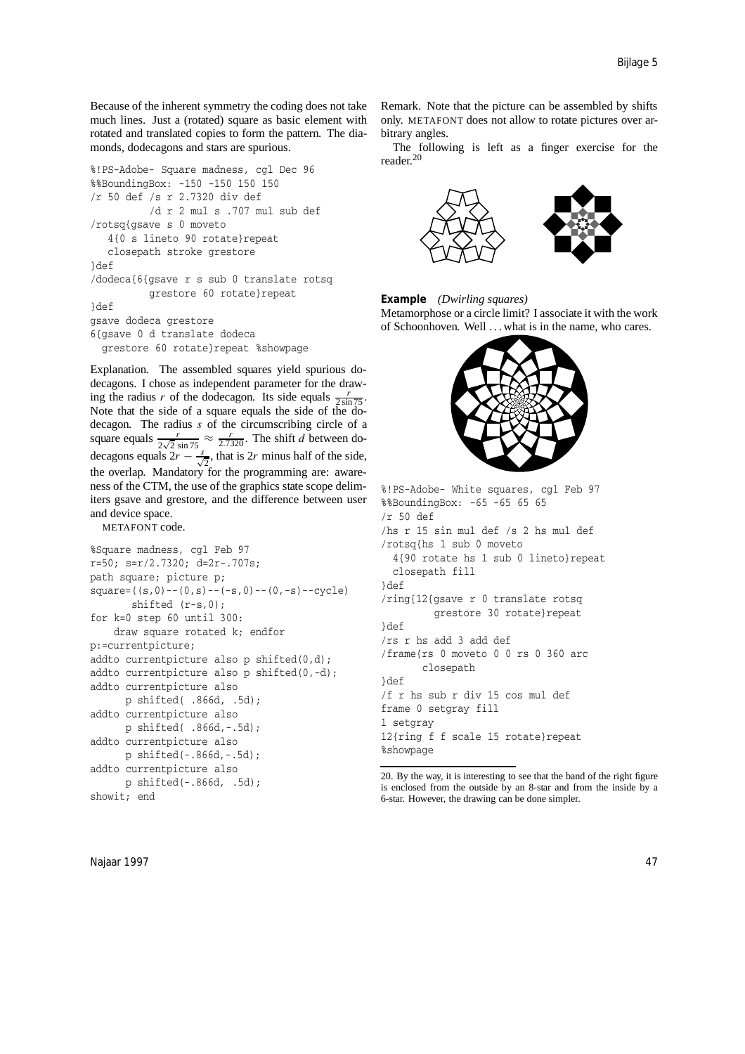Because of the inherent symmetry the coding does not take much lines. Just a (rotated) square as basic element with rotated and translated copies to form the pattern. The diamonds, dodecagons and stars are spurious.

```
%!PS-Adobe- Square madness, cgl Dec 96
%%BoundingBox: -150 -150 150 150
/r 50 def /s r 2.7320 div def
          /d r 2 mul s .707 mul sub def
/rotsq{gsave s 0 moveto
   4{0 s lineto 90 rotate}repeat
   closepath stroke grestore
}def
/dodeca{6{gsave r s sub 0 translate rotsq
          grestore 60 rotate}repeat
}def
gsave dodeca grestore
6{gsave 0 d translate dodeca
  grestore 60 rotate}repeat %showpage
```

Explanation. The assembled squares yield spurious dodecagons. I chose as independent parameter for the drawing the radius $r$ of the dodecagon. Its side equals $\frac{r}{2\sin 75}$. Note that the side of a square equals the side of the dodecagon. The radius $s$ of the circumscribing circle of a square equals $\frac{r}{2\sqrt{2}\sin 75} \approx \frac{r}{2.7320}$. The shift $d$ between dodecagons equals $2r - \frac{s}{\sqrt{2}}$, that is $2r$ minus half of the side, the overlap. Mandatory for the programming are: awareness of the CTM, the use of the graphics state scope delimiters gsave and grestore, and the difference between user and device space.

METAFONT code.

```
%Square madness, cgl Feb 97
r=50; s=r/2.7320; d=2r-.707s;
path square; picture p;
square=((s,0)--(0,s)--(-s,0)--(0,-s)--cycle)
       shifted (r-s,0);
for k=0 step 60 until 300:
    draw square rotated k; endfor
p:=currentpicture;
addto currentpicture also p shifted(0,d);
addto currentpicture also p shifted(0,-d);
addto currentpicture also
      p shifted( .866d, .5d);
addto currentpicture also
      p shifted( .866d,-.5d);
addto currentpicture also
      p shifted(-.866d,-.5d);
addto currentpicture also
      p shifted(-.866d, .5d);
showit; end
```

Remark. Note that the picture can be assembled by shifts only. METAFONT does not allow to rotate pictures over arbitrary angles.

The following is left as a finger exercise for the reader.[20]

**Example** *(Dwirling squares)*
Metamorphose or a circle limit? I associate it with the work of Schoonhoven. Well ... what is in the name, who cares.

```
%!PS-Adobe- White squares, cgl Feb 97
%%BoundingBox: -65 -65 65 65
/r 50 def
/hs r 15 sin mul def /s 2 hs mul def
/rotsq{hs 1 sub 0 moveto
  4{90 rotate hs 1 sub 0 lineto}repeat
  closepath fill
}def
/ring{12{gsave r 0 translate rotsq
        grestore 30 rotate}repeat
}def
/rs r hs add 3 add def
/frame{rs 0 moveto 0 0 rs 0 360 arc
      closepath
}def
/f r hs sub r div 15 cos mul def
frame 0 setgray fill
1 setgray
12{ring f f scale 15 rotate}repeat
%showpage
```

20. By the way, it is interesting to see that the band of the right figure is enclosed from the outside by an 8-star and from the inside by a 6-star. However, the drawing can be done simpler.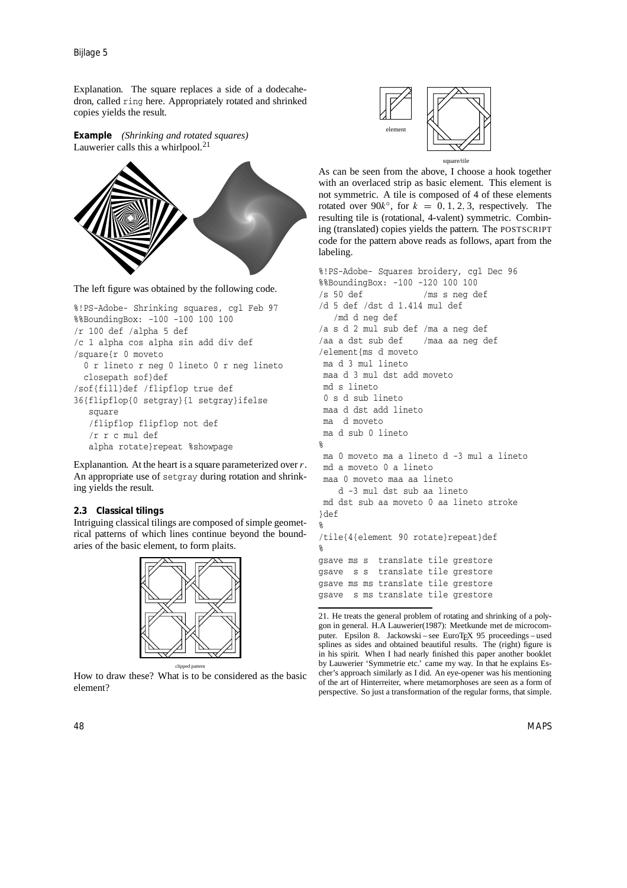Explanation. The square replaces a side of a dodecahedron, called `ring` here. Appropriately rotated and shrinked copies yields the result.

**Example** *(Shrinking and rotated squares)*
Lauwerier calls this a whirlpool.[21]

The left figure was obtained by the following code.

```
%!PS-Adobe- Shrinking squares, cgl Feb 97
%%BoundingBox: -100 -100 100 100
/r 100 def /alpha 5 def
/c 1 alpha cos alpha sin add div def
/square{r 0 moveto
  0 r lineto r neg 0 lineto 0 r neg lineto
  closepath sof}def
/sof{fill}def /flipflop true def
36{flipflop{0 setgray}{1 setgray}ifelse
   square
   /flipflop flipflop not def
   /r r c mul def
   alpha rotate}repeat %showpage
```

Explanantion. At the heart is a square parameterized over $r$. An appropriate use of `setgray` during rotation and shrinking yields the result.

### 2.3 Classical tilings

Intriguing classical tilings are composed of simple geometrical patterns of which lines continue beyond the boundaries of the basic element, to form plaits.

clipped pattern

How to draw these? What is to be considered as the basic element?

element

square/tile

As can be seen from the above, I choose a hook together with an overlaced strip as basic element. This element is not symmetric. A tile is composed of 4 of these elements rotated over $90k°$, for $k = 0, 1, 2, 3$, respectively. The resulting tile is (rotational, 4-valent) symmetric. Combining (translated) copies yields the pattern. The POSTSCRIPT code for the pattern above reads as follows, apart from the labeling.

```
%!PS-Adobe- Squares broidery, cgl Dec 96
%%BoundingBox: -100 -120 100 100
/s 50 def            /ms s neg def
/d 5 def /dst d 1.414 mul def
   /md d neg def
/a s d 2 mul sub def /ma a neg def
/aa a dst sub def    /maa aa neg def
/element{ms d moveto
 ma d 3 mul lineto
 maa d 3 mul dst add moveto
 md s lineto
 0 s d sub lineto
 maa d dst add lineto
 ma  d moveto
 ma d sub 0 lineto
%
 ma 0 moveto ma a lineto d -3 mul a lineto
 md a moveto 0 a lineto
 maa 0 moveto maa aa lineto
    d -3 mul dst sub aa lineto
 md dst sub aa moveto 0 aa lineto stroke
}def
%
/tile{4{element 90 rotate}repeat}def
%
gsave ms s  translate tile grestore
gsave  s s  translate tile grestore
gsave ms ms translate tile grestore
gsave  s ms translate tile grestore
```

21. He treats the general problem of rotating and shrinking of a polygon in general. H.A Lauwerier(1987): Meetkunde met de microcomputer. Epsilon 8. Jackowski – see EuroTEX 95 proceedings – used splines as sides and obtained beautiful results. The (right) figure is in his spirit. When I had nearly finished this paper another booklet by Lauwerier 'Symmetrie etc.' came my way. In that he explains Escher's approach similarly as I did. An eye-opener was his mentioning of the art of Hinterreiter, where metamorphoses are seen as a form of perspective. So just a transformation of the regular forms, that simple.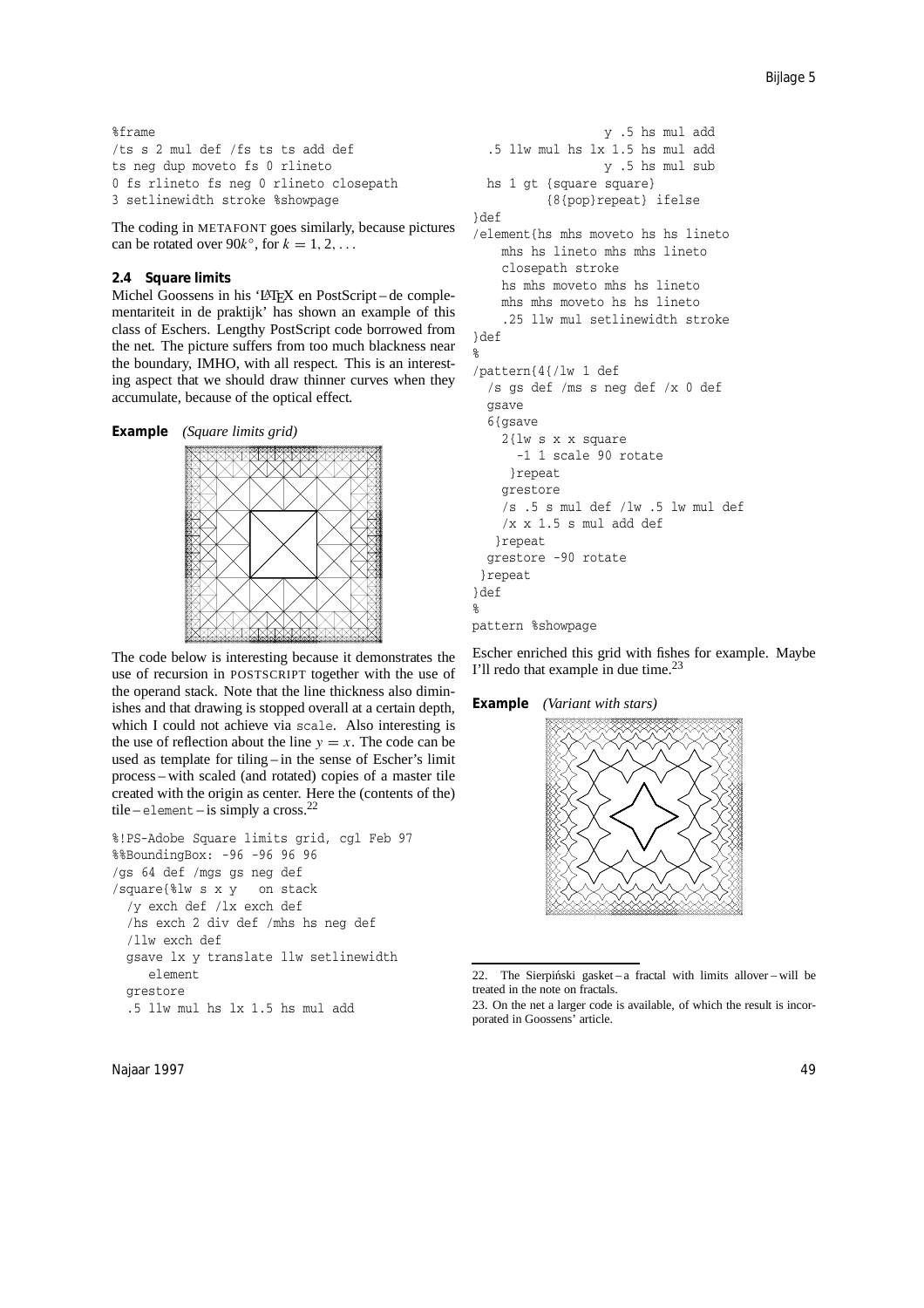```
%frame
/ts s 2 mul def /fs ts ts add def
ts neg dup moveto fs 0 rlineto
0 fs rlineto fs neg 0 rlineto closepath
3 setlinewidth stroke %showpage
```

The coding in METAFONT goes similarly, because pictures can be rotated over $90k^\circ$, for $k = 1, 2, \ldots$

### 2.4 Square limits

Michel Goossens in his 'LaTeX en PostScript – de complementariteit in de praktijk' has shown an example of this class of Eschers. Lengthy PostScript code borrowed from the net. The picture suffers from too much blackness near the boundary, IMHO, with all respect. This is an interesting aspect that we should draw thinner curves when they accumulate, because of the optical effect.

**Example** *(Square limits grid)*

The code below is interesting because it demonstrates the use of recursion in POSTSCRIPT together with the use of the operand stack. Note that the line thickness also diminishes and that drawing is stopped overall at a certain depth, which I could not achieve via `scale`. Also interesting is the use of reflection about the line $y = x$. The code can be used as template for tiling – in the sense of Escher's limit process – with scaled (and rotated) copies of a master tile created with the origin as center. Here the (contents of the) tile – `element` – is simply a cross.[22]

```
%!PS-Adobe Square limits grid, cgl Feb 97
%%BoundingBox: -96 -96 96 96
/gs 64 def /mgs gs neg def
/square{%lw s x y   on stack
  /y exch def /lx exch def
  /hs exch 2 div def /mhs hs neg def
  /llw exch def
  gsave lx y translate llw setlinewidth
     element
  grestore
  .5 llw mul hs lx 1.5 hs mul add
                  y .5 hs mul add
  .5 llw mul hs lx 1.5 hs mul add
                  y .5 hs mul sub
  hs 1 gt {square square}
         {8{pop}repeat} ifelse
}def
/element{hs mhs moveto hs hs lineto
    mhs hs lineto mhs mhs lineto
    closepath stroke
    hs mhs moveto mhs hs lineto
    mhs mhs moveto hs hs lineto
    .25 llw mul setlinewidth stroke
}def
%
/pattern{4{/lw 1 def
  /s gs def /ms s neg def /x 0 def
  gsave
  6{gsave
    2{lw s x x square
      -1 1 scale 90 rotate
     }repeat
    grestore
    /s .5 s mul def /lw .5 lw mul def
    /x x 1.5 s mul add def
   }repeat
  grestore -90 rotate
 }repeat
}def
%
pattern %showpage
```

Escher enriched this grid with fishes for example. Maybe I'll redo that example in due time.[23]

**Example** *(Variant with stars)*

22. The Sierpiński gasket – a fractal with limits allover – will be treated in the note on fractals.

23. On the net a larger code is available, of which the result is incorporated in Goossens' article.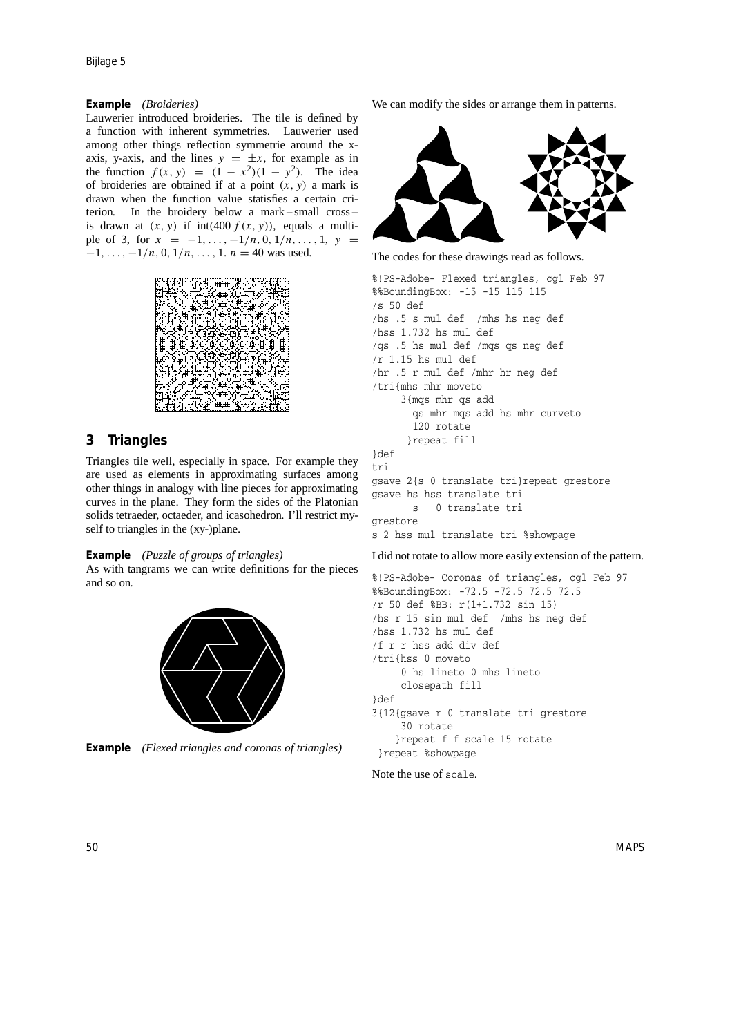**Example** *(Broideries)*
Lauwerier introduced broideries. The tile is defined by a function with inherent symmetries. Lauwerier used among other things reflection symmetrie around the x-axis, y-axis, and the lines $y = \pm x$, for example as in the function $f(x, y) = (1 - x^2)(1 - y^2)$. The idea of broideries are obtained if at a point $(x, y)$ a mark is drawn when the function value statisfies a certain criterion. In the broidery below a mark – small cross – is drawn at $(x, y)$ if $\text{int}(400\, f(x, y))$, equals a multiple of 3, for $x = -1, \ldots, -1/n, 0, 1/n, \ldots, 1$, $y = -1, \ldots, -1/n, 0, 1/n, \ldots, 1$. $n = 40$ was used.

## 3 Triangles

Triangles tile well, especially in space. For example they are used as elements in approximating surfaces among other things in analogy with line pieces for approximating curves in the plane. They form the sides of the Platonian solids tetraeder, octaeder, and icasohedron. I'll restrict myself to triangles in the (xy-)plane.

**Example** *(Puzzle of groups of triangles)*
As with tangrams we can write definitions for the pieces and so on.

**Example** *(Flexed triangles and coronas of triangles)*

We can modify the sides or arrange them in patterns.

The codes for these drawings read as follows.

```
%!PS-Adobe- Flexed triangles, cgl Feb 97
%%BoundingBox: -15 -15 115 115
/s 50 def
/hs .5 s mul def  /mhs hs neg def
/hss 1.732 hs mul def
/qs .5 hs mul def /mqs qs neg def
/r 1.15 hs mul def
/hr .5 r mul def /mhr hr neg def
/tri{mhs mhr moveto
     3{mqs mhr qs add
       qs mhr mqs add hs mhr curveto
       120 rotate
      }repeat fill
}def
tri
gsave 2{s 0 translate tri}repeat grestore
gsave hs hss translate tri
       s   0 translate tri
grestore
s 2 hss mul translate tri %showpage
```

I did not rotate to allow more easily extension of the pattern.

```
%!PS-Adobe- Coronas of triangles, cgl Feb 97
%%BoundingBox: -72.5 -72.5 72.5 72.5
/r 50 def %BB: r(1+1.732 sin 15)
/hs r 15 sin mul def  /mhs hs neg def
/hss 1.732 hs mul def
/f r r hss add div def
/tri{hss 0 moveto
     0 hs lineto 0 mhs lineto
     closepath fill
}def
3{12{gsave r 0 translate tri grestore
     30 rotate
    }repeat f f scale 15 rotate
 }repeat %showpage
```

Note the use of `scale`.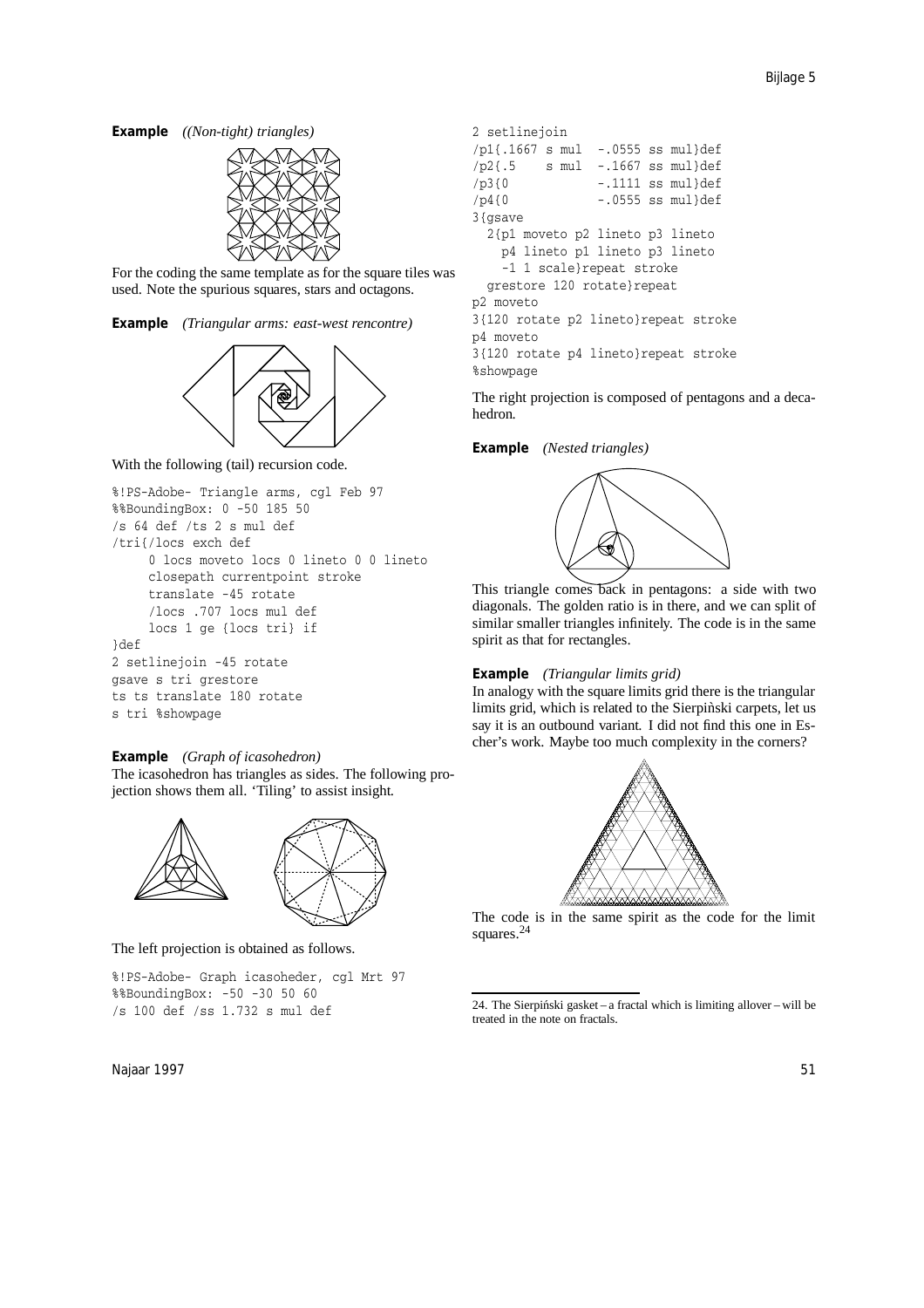**Example** *((Non-tight) triangles)*

For the coding the same template as for the square tiles was used. Note the spurious squares, stars and octagons.

**Example** *(Triangular arms: east-west rencontre)*

With the following (tail) recursion code.

```
%!PS-Adobe- Triangle arms, cgl Feb 97
%%BoundingBox: 0 -50 185 50
/s 64 def /ts 2 s mul def
/tri{/locs exch def
     0 locs moveto locs 0 lineto 0 0 lineto
     closepath currentpoint stroke
     translate -45 rotate
     /locs .707 locs mul def
     locs 1 ge {locs tri} if
}def
2 setlinejoin -45 rotate
gsave s tri grestore
ts ts translate 180 rotate
s tri %showpage
```

**Example** *(Graph of icasohedron)*

The icasohedron has triangles as sides. The following projection shows them all. 'Tiling' to assist insight.

The left projection is obtained as follows.

```
%!PS-Adobe- Graph icasoheder, cgl Mrt 97
%%BoundingBox: -50 -30 50 60
/s 100 def /ss 1.732 s mul def
2 setlinejoin
/p1{.1667 s mul  -.0555 ss mul}def
/p2{.5    s mul  -.1667 ss mul}def
/p3{0            -.1111 ss mul}def
/p4{0            -.0555 ss mul}def
3{gsave
  2{p1 moveto p2 lineto p3 lineto
    p4 lineto p1 lineto p3 lineto
    -1 1 scale}repeat stroke
  grestore 120 rotate}repeat
p2 moveto
3{120 rotate p2 lineto}repeat stroke
p4 moveto
3{120 rotate p4 lineto}repeat stroke
%showpage
```

The right projection is composed of pentagons and a decahedron.

**Example** *(Nested triangles)*

This triangle comes back in pentagons: a side with two diagonals. The golden ratio is in there, and we can split of similar smaller triangles infinitely. The code is in the same spirit as that for rectangles.

**Example** *(Triangular limits grid)*

In analogy with the square limits grid there is the triangular limits grid, which is related to the Sierpiǹski carpets, let us say it is an outbound variant. I did not find this one in Escher's work. Maybe too much complexity in the corners?

The code is in the same spirit as the code for the limit squares.[24]

---

24. The Sierpiński gasket – a fractal which is limiting allover – will be treated in the note on fractals.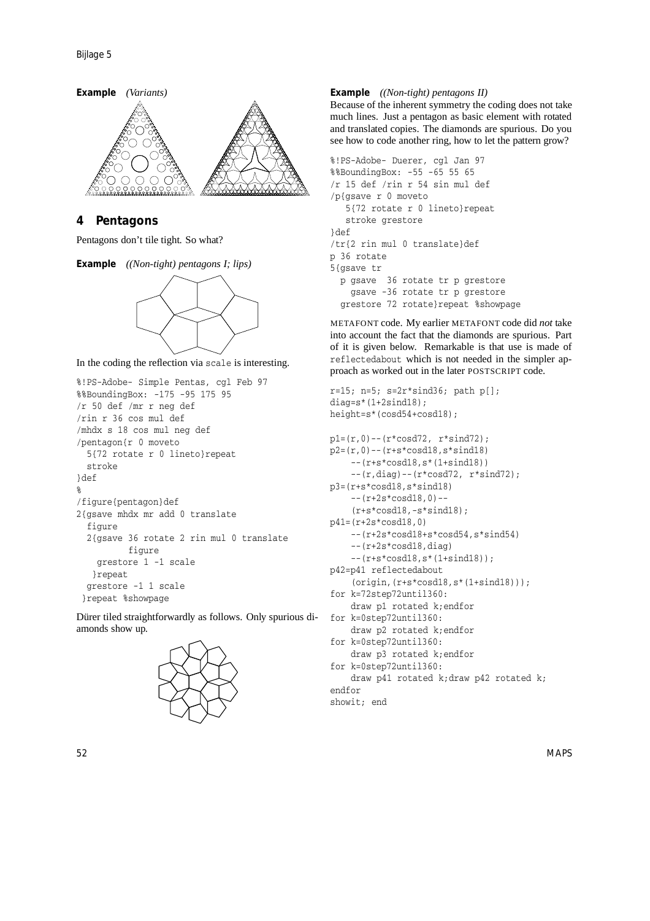**Example** *(Variants)*

## 4 Pentagons

Pentagons don't tile tight. So what?

**Example** *((Non-tight) pentagons I; lips)*

In the coding the reflection via `scale` is interesting.

```
%!PS-Adobe- Simple Pentas, cgl Feb 97
%%BoundingBox: -175 -95 175 95
/r 50 def /mr r neg def
/rin r 36 cos mul def
/mhdx s 18 cos mul neg def
/pentagon{r 0 moveto
  5{72 rotate r 0 lineto}repeat
  stroke
}def
%
/figure{pentagon}def
2{gsave mhdx mr add 0 translate
  figure
  2{gsave 36 rotate 2 rin mul 0 translate
         figure
    grestore 1 -1 scale
   }repeat
  grestore -1 1 scale
 }repeat %showpage
```

Dürer tiled straightforwardly as follows. Only spurious diamonds show up.

**Example** *((Non-tight) pentagons II)*

Because of the inherent symmetry the coding does not take much lines. Just a pentagon as basic element with rotated and translated copies. The diamonds are spurious. Do you see how to code another ring, how to let the pattern grow?

```
%!PS-Adobe- Duerer, cgl Jan 97
%%BoundingBox: -55 -65 55 65
/r 15 def /rin r 54 sin mul def
/p{gsave r 0 moveto
   5{72 rotate r 0 lineto}repeat
   stroke grestore
}def
/tr{2 rin mul 0 translate}def
p 36 rotate
5{gsave tr
  p gsave  36 rotate tr p grestore
    gsave -36 rotate tr p grestore
  grestore 72 rotate}repeat %showpage
```

METAFONT code. My earlier METAFONT code did *not* take into account the fact that the diamonds are spurious. Part of it is given below. Remarkable is that use is made of `reflectedabout` which is not needed in the simpler approach as worked out in the later POSTSCRIPT code.

```
r=15; n=5; s=2r*sind36; path p[];
diag=s*(1+2sind18);
height=s*(cosd54+cosd18);

p1=(r,0)--(r*cosd72, r*sind72);
p2=(r,0)--(r+s*cosd18,s*sind18)
    --(r+s*cosd18,s*(1+sind18))
    --(r,diag)--(r*cosd72, r*sind72);
p3=(r+s*cosd18,s*sind18)
    --(r+2s*cosd18,0)--
    (r+s*cosd18,-s*sind18);
p41=(r+2s*cosd18,0)
    --(r+2s*cosd18+s*cosd54,s*sind54)
    --(r+2s*cosd18,diag)
    --(r+s*cosd18,s*(1+sind18));
p42=p41 reflectedabout
    (origin,(r+s*cosd18,s*(1+sind18)));
for k=72step72until360:
    draw p1 rotated k;endfor
for k=0step72until360:
    draw p2 rotated k;endfor
for k=0step72until360:
    draw p3 rotated k;endfor
for k=0step72until360:
    draw p41 rotated k;draw p42 rotated k;
endfor
showit; end
```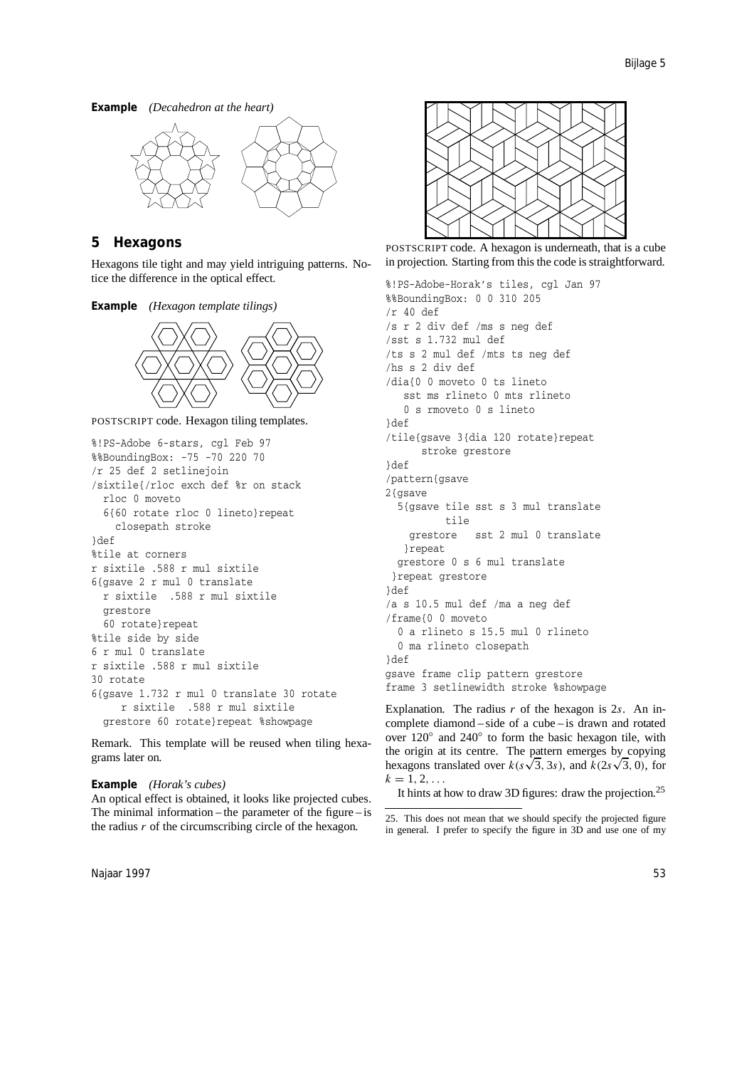**Example** *(Decahedron at the heart)*

## 5 Hexagons

Hexagons tile tight and may yield intriguing patterns. Notice the difference in the optical effect.

**Example** *(Hexagon template tilings)*

POSTSCRIPT code. Hexagon tiling templates.

```
%!PS-Adobe 6-stars, cgl Feb 97
%%BoundingBox: -75 -70 220 70
/r 25 def 2 setlinejoin
/sixtile{/rloc exch def %r on stack
  rloc 0 moveto
  6{60 rotate rloc 0 lineto}repeat
    closepath stroke
}def
%tile at corners
r sixtile .588 r mul sixtile
6{gsave 2 r mul 0 translate
  r sixtile  .588 r mul sixtile
  grestore
  60 rotate}repeat
%tile side by side
6 r mul 0 translate
r sixtile .588 r mul sixtile
30 rotate
6{gsave 1.732 r mul 0 translate 30 rotate
     r sixtile  .588 r mul sixtile
  grestore 60 rotate}repeat %showpage
```

Remark. This template will be reused when tiling hexagrams later on.

**Example** *(Horak's cubes)*

An optical effect is obtained, it looks like projected cubes. The minimal information – the parameter of the figure – is the radius $r$ of the circumscribing circle of the hexagon.

POSTSCRIPT code. A hexagon is underneath, that is a cube in projection. Starting from this the code is straightforward.

```
%!PS-Adobe-Horak's tiles, cgl Jan 97
%%BoundingBox: 0 0 310 205
/r 40 def
/s r 2 div def /ms s neg def
/sst s 1.732 mul def
/ts s 2 mul def /mts ts neg def
/hs s 2 div def
/dia{0 0 moveto 0 ts lineto
   sst ms rlineto 0 mts rlineto
   0 s rmoveto 0 s lineto
}def
/tile{gsave 3{dia 120 rotate}repeat
      stroke grestore
}def
/pattern{gsave
2{gsave
  5{gsave tile sst s 3 mul translate
         tile
    grestore   sst 2 mul 0 translate
   }repeat
  grestore 0 s 6 mul translate
 }repeat grestore
}def
/a s 10.5 mul def /ma a neg def
/frame{0 0 moveto
  0 a rlineto s 15.5 mul 0 rlineto
  0 ma rlineto closepath
}def
gsave frame clip pattern grestore
frame 3 setlinewidth stroke %showpage
```

Explanation. The radius $r$ of the hexagon is $2s$. An incomplete diamond – side of a cube – is drawn and rotated over $120^\circ$ and $240^\circ$ to form the basic hexagon tile, with the origin at its centre. The pattern emerges by copying hexagons translated over $k(s\sqrt{3}, 3s)$, and $k(2s\sqrt{3}, 0)$, for $k = 1, 2, \ldots$

It hints at how to draw 3D figures: draw the projection.[25]

25. This does not mean that we should specify the projected figure in general. I prefer to specify the figure in 3D and use one of my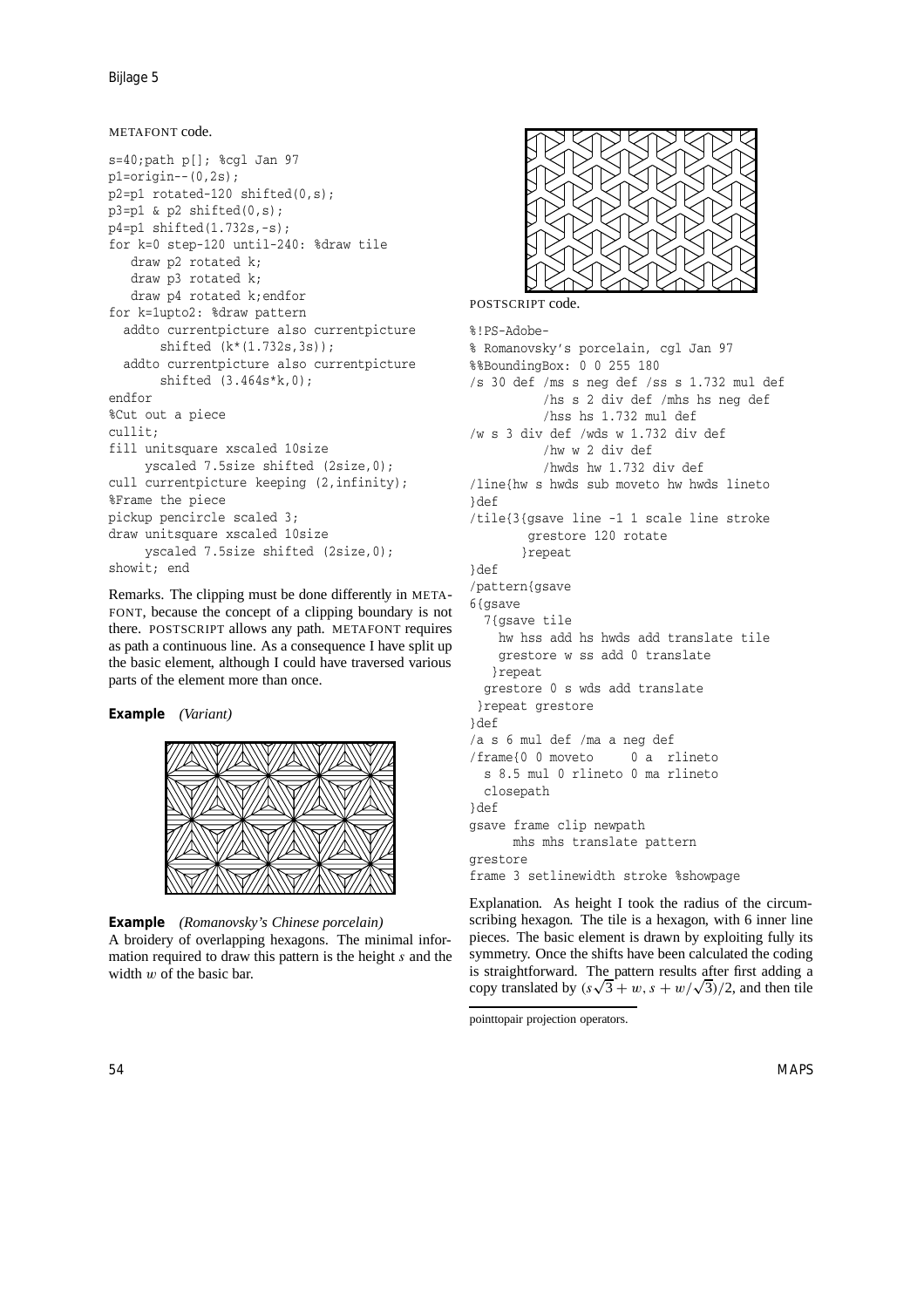METAFONT code.

```
s=40;path p[]; %cgl Jan 97
p1=origin--(0,2s);
p2=p1 rotated-120 shifted(0,s);
p3=p1 & p2 shifted(0,s);
p4=p1 shifted(1.732s,-s);
for k=0 step-120 until-240: %draw tile
   draw p2 rotated k;
   draw p3 rotated k;
   draw p4 rotated k;endfor
for k=1upto2: %draw pattern
  addto currentpicture also currentpicture
       shifted (k*(1.732s,3s));
  addto currentpicture also currentpicture
       shifted (3.464s*k,0);
endfor
%Cut out a piece
cullit;
fill unitsquare xscaled 10size
     yscaled 7.5size shifted (2size,0);
cull currentpicture keeping (2,infinity);
%Frame the piece
pickup pencircle scaled 3;
draw unitsquare xscaled 10size
     yscaled 7.5size shifted (2size,0);
showit; end
```

Remarks. The clipping must be done differently in METAFONT, because the concept of a clipping boundary is not there. POSTSCRIPT allows any path. METAFONT requires as path a continuous line. As a consequence I have split up the basic element, although I could have traversed various parts of the element more than once.

**Example** *(Variant)*

**Example** *(Romanovsky's Chinese porcelain)*
A broidery of overlapping hexagons. The minimal information required to draw this pattern is the height $s$ and the width $w$ of the basic bar.

POSTSCRIPT code.

```
%!PS-Adobe-
% Romanovsky's porcelain, cgl Jan 97
%%BoundingBox: 0 0 255 180
/s 30 def /ms s neg def /ss s 1.732 mul def
          /hs s 2 div def /mhs hs neg def
          /hss hs 1.732 mul def
/w s 3 div def /wds w 1.732 div def
          /hw w 2 div def
          /hwds hw 1.732 div def
/line{hw s hwds sub moveto hw hwds lineto
}def
/tile{3{gsave line -1 1 scale line stroke
        grestore 120 rotate
       }repeat
}def
/pattern{gsave
6{gsave
  7{gsave tile
    hw hss add hs hwds add translate tile
    grestore w ss add 0 translate
   }repeat
  grestore 0 s wds add translate
 }repeat grestore
}def
/a s 6 mul def /ma a neg def
/frame{0 0 moveto     0 a  rlineto
  s 8.5 mul 0 rlineto 0 ma rlineto
  closepath
}def
gsave frame clip newpath
      mhs mhs translate pattern
grestore
frame 3 setlinewidth stroke %showpage
```

Explanation. As height I took the radius of the circumscribing hexagon. The tile is a hexagon, with 6 inner line pieces. The basic element is drawn by exploiting fully its symmetry. Once the shifts have been calculated the coding is straightforward. The pattern results after first adding a copy translated by $(s\sqrt{3}+w, s+w/\sqrt{3})/2$, and then tile

pointtopair projection operators.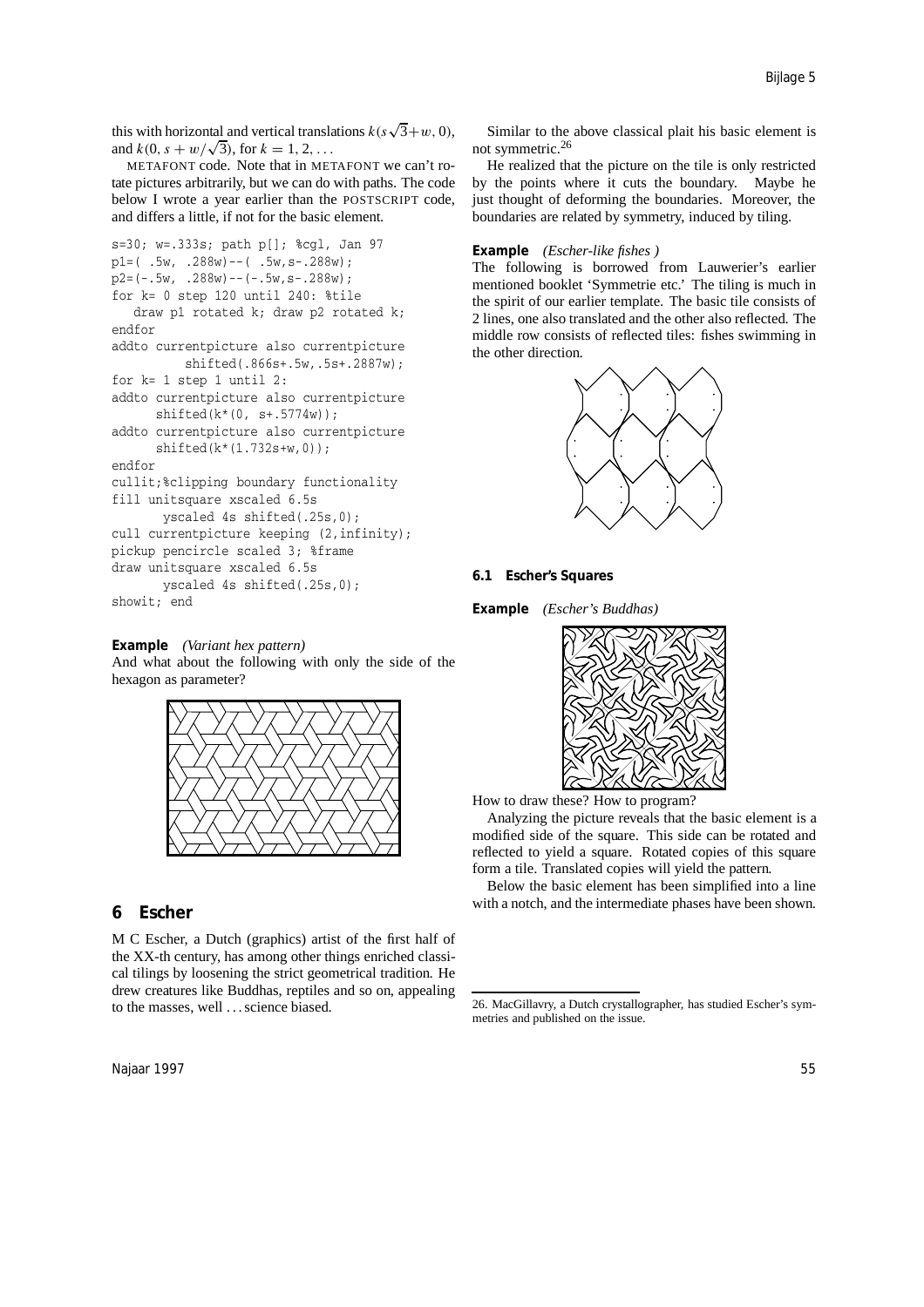this with horizontal and vertical translations $k(s\sqrt{3}+w, 0)$, and $k(0, s+w/\sqrt{3})$, for $k = 1, 2, \ldots$

METAFONT code. Note that in METAFONT we can't rotate pictures arbitrarily, but we can do with paths. The code below I wrote a year earlier than the POSTSCRIPT code, and differs a little, if not for the basic element.

```
s=30; w=.333s; path p[]; %cgl, Jan 97
p1=( .5w, .288w)--( .5w,s-.288w);
p2=(-.5w, .288w)--(-.5w,s-.288w);
for k= 0 step 120 until 240: %tile
   draw p1 rotated k; draw p2 rotated k;
endfor
addto currentpicture also currentpicture
         shifted(.866s+.5w,.5s+.2887w);
for k= 1 step 1 until 2:
addto currentpicture also currentpicture
      shifted(k*(0, s+.5774w));
addto currentpicture also currentpicture
      shifted(k*(1.732s+w,0));
endfor
cullit;%clipping boundary functionality
fill unitsquare xscaled 6.5s
      yscaled 4s shifted(.25s,0);
cull currentpicture keeping (2,infinity);
pickup pencircle scaled 3; %frame
draw unitsquare xscaled 6.5s
      yscaled 4s shifted(.25s,0);
showit; end
```

**Example** *(Variant hex pattern)*
And what about the following with only the side of the hexagon as parameter?

## 6 Escher

M C Escher, a Dutch (graphics) artist of the first half of the XX-th century, has among other things enriched classical tilings by loosening the strict geometrical tradition. He drew creatures like Buddhas, reptiles and so on, appealing to the masses, well …science biased.

Similar to the above classical plait his basic element is not symmetric.[26]

He realized that the picture on the tile is only restricted by the points where it cuts the boundary. Maybe he just thought of deforming the boundaries. Moreover, the boundaries are related by symmetry, induced by tiling.

**Example** *(Escher-like fishes )*
The following is borrowed from Lauwerier's earlier mentioned booklet 'Symmetrie etc.' The tiling is much in the spirit of our earlier template. The basic tile consists of 2 lines, one also translated and the other also reflected. The middle row consists of reflected tiles: fishes swimming in the other direction.

### 6.1 Escher's Squares

**Example** *(Escher's Buddhas)*

How to draw these? How to program?

Analyzing the picture reveals that the basic element is a modified side of the square. This side can be rotated and reflected to yield a square. Rotated copies of this square form a tile. Translated copies will yield the pattern.

Below the basic element has been simplified into a line with a notch, and the intermediate phases have been shown.

26. MacGillavry, a Dutch crystallographer, has studied Escher's symmetries and published on the issue.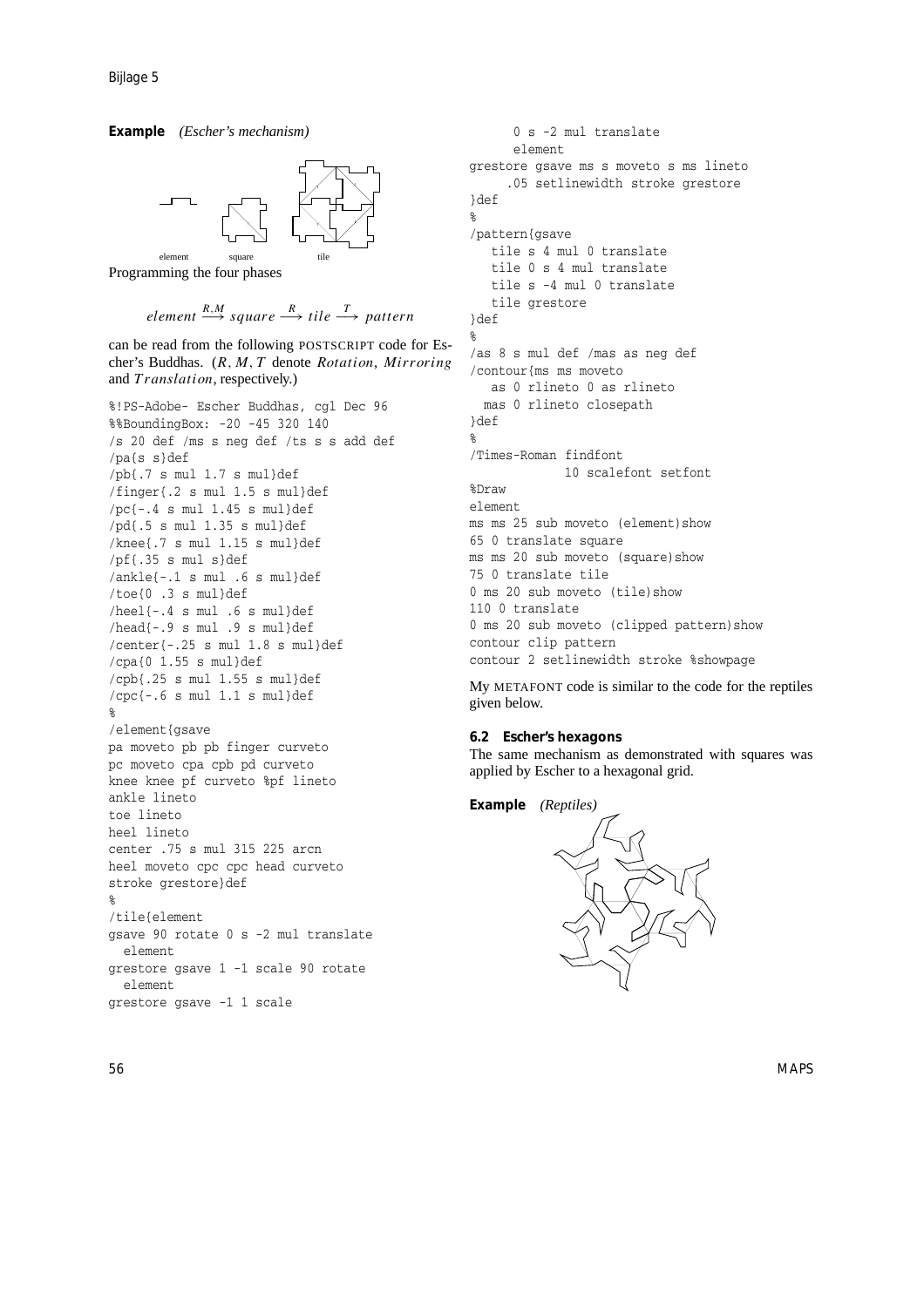**Example** *(Escher's mechanism)*

element square tile

Programming the four phases

$$element \xrightarrow{R,M} square \xrightarrow{R} tile \xrightarrow{T} pattern$$

can be read from the following POSTSCRIPT code for Escher's Buddhas. ($R$, $M$, $T$ denote *Rotation*, *Mirroring* and *Translation*, respectively.)

```
%!PS-Adobe- Escher Buddhas, cgl Dec 96
%%BoundingBox: -20 -45 320 140
/s 20 def /ms s neg def /ts s s add def
/pa{s s}def
/pb{.7 s mul 1.7 s mul}def
/finger{.2 s mul 1.5 s mul}def
/pc{-.4 s mul 1.45 s mul}def
/pd{.5 s mul 1.35 s mul}def
/knee{.7 s mul 1.15 s mul}def
/pf{.35 s mul s}def
/ankle{-.1 s mul .6 s mul}def
/toe{0 .3 s mul}def
/heel{-.4 s mul .6 s mul}def
/head{-.9 s mul .9 s mul}def
/center{-.25 s mul 1.8 s mul}def
/cpa{0 1.55 s mul}def
/cpb{.25 s mul 1.55 s mul}def
/cpc{-.6 s mul 1.1 s mul}def
%
/element{gsave
pa moveto pb pb finger curveto
pc moveto cpa cpb pd curveto
knee knee pf curveto %pf lineto
ankle lineto
toe lineto
heel lineto
center .75 s mul 315 225 arcn
heel moveto cpc cpc head curveto
stroke grestore}def
%
/tile{element
gsave 90 rotate 0 s -2 mul translate
  element
grestore gsave 1 -1 scale 90 rotate
  element
grestore gsave -1 1 scale
      0 s -2 mul translate
      element
grestore gsave ms s moveto s ms lineto
     .05 setlinewidth stroke grestore
}def
%
/pattern{gsave
   tile s 4 mul 0 translate
   tile 0 s 4 mul translate
   tile s -4 mul 0 translate
   tile grestore
}def
%
/as 8 s mul def /mas as neg def
/contour{ms ms moveto
   as 0 rlineto 0 as rlineto
  mas 0 rlineto closepath
}def
%
/Times-Roman findfont
            10 scalefont setfont
%Draw
element
ms ms 25 sub moveto (element)show
65 0 translate square
ms ms 20 sub moveto (square)show
75 0 translate tile
0 ms 20 sub moveto (tile)show
110 0 translate
0 ms 20 sub moveto (clipped pattern)show
contour clip pattern
contour 2 setlinewidth stroke %showpage
```

My METAFONT code is similar to the code for the reptiles given below.

### 6.2 Escher's hexagons

The same mechanism as demonstrated with squares was applied by Escher to a hexagonal grid.

**Example** *(Reptiles)*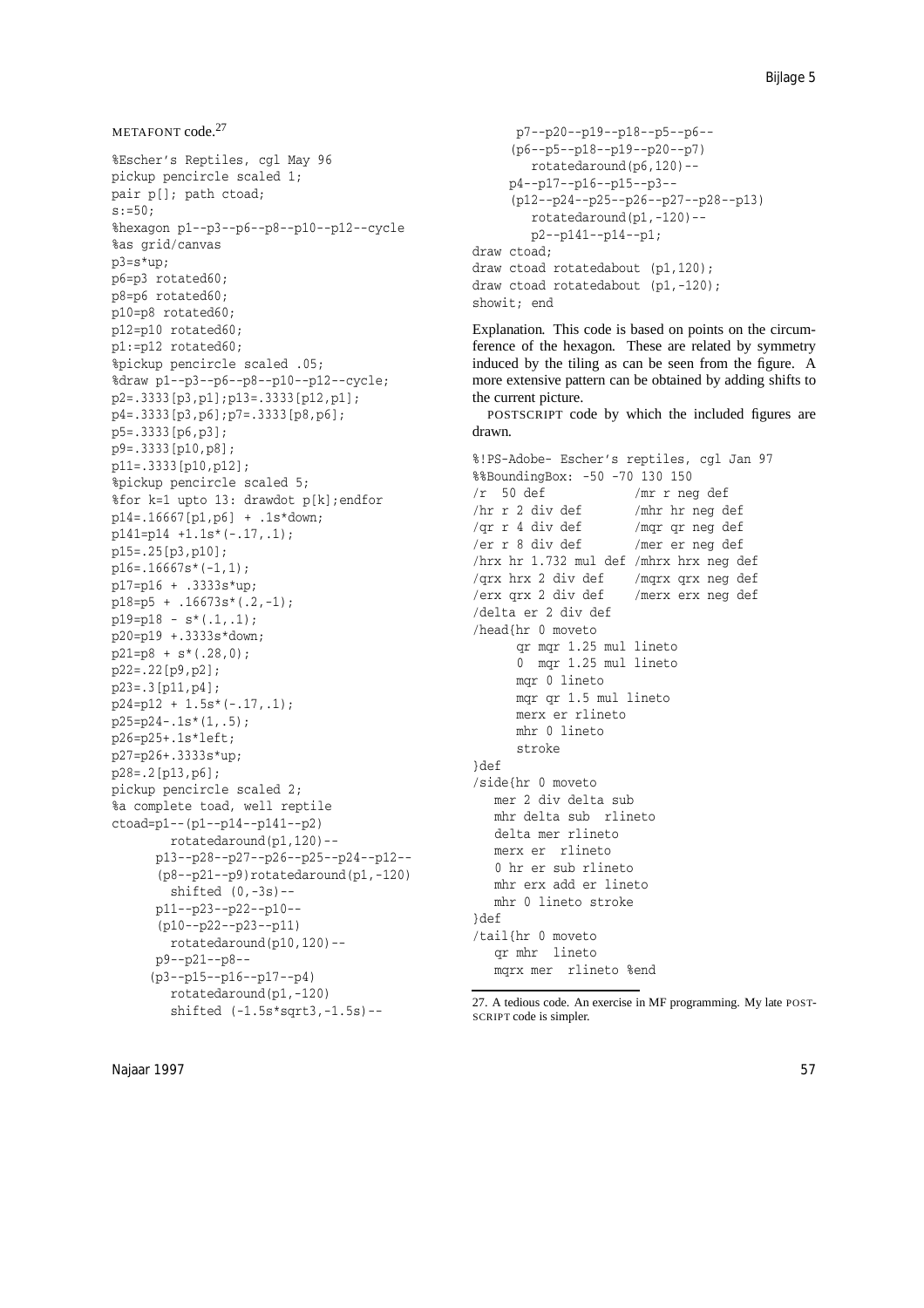METAFONT code.[27]

```
%Escher's Reptiles, cgl May 96
pickup pencircle scaled 1;
pair p[]; path ctoad;
s:=50;
%hexagon p1--p3--p6--p8--p10--p12--cycle
%as grid/canvas
p3=s*up;
p6=p3 rotated60;
p8=p6 rotated60;
p10=p8 rotated60;
p12=p10 rotated60;
p1:=p12 rotated60;
%pickup pencircle scaled .05;
%draw p1--p3--p6--p8--p10--p12--cycle;
p2=.3333[p3,p1];p13=.3333[p12,p1];
p4=.3333[p3,p6];p7=.3333[p8,p6];
p5=.3333[p6,p3];
p9=.3333[p10,p8];
p11=.3333[p10,p12];
%pickup pencircle scaled 5;
%for k=1 upto 13: drawdot p[k];endfor
p14=.16667[p1,p6] + .1s*down;
p141=p14 +1.1s*(-.17,.1);
p15=.25[p3,p10];
p16=.16667s*(-1,1);
p17=p16 + .3333s*up;
p18=p5 + .16673s*(.2,-1);
p19=p18 - s*(.1,.1);
p20=p19 +.3333s*down;
p21=p8 + s*(.28,0);
p22=.22[p9,p2];
p23=.3[p11,p4];
p24=p12 + 1.5s*(-.17,.1);
p25=p24-.1s*(1,.5);
p26=p25+.1s*left;
p27=p26+.3333s*up;
p28=.2[p13,p6];
pickup pencircle scaled 2;
%a complete toad, well reptile
ctoad=p1--(p1--p14--p141--p2)
       rotatedaround(p1,120)--
      p13--p28--p27--p26--p25--p24--p12--
      (p8--p21--p9)rotatedaround(p1,-120)
       shifted (0,-3s)--
      p11--p23--p22--p10--
      (p10--p22--p23--p11)
       rotatedaround(p10,120)--
      p9--p21--p8--
     (p3--p15--p16--p17--p4)
       rotatedaround(p1,-120)
       shifted (-1.5s*sqrt3,-1.5s)--
      p7--p20--p19--p18--p5--p6--
     (p6--p5--p18--p19--p20--p7)
       rotatedaround(p6,120)--
     p4--p17--p16--p15--p3--
     (p12--p24--p25--p26--p27--p28--p13)
       rotatedaround(p1,-120)--
       p2--p141--p14--p1;
draw ctoad;
draw ctoad rotatedabout (p1,120);
draw ctoad rotatedabout (p1,-120);
showit; end
```

*Explanation.* This code is based on points on the circumference of the hexagon. These are related by symmetry induced by the tiling as can be seen from the figure. A more extensive pattern can be obtained by adding shifts to the current picture.

POSTSCRIPT code by which the included figures are drawn.

```
%!PS-Adobe- Escher's reptiles, cgl Jan 97
%%BoundingBox: -50 -70 130 150
/r  50 def            /mr r neg def
/hr r 2 div def       /mhr hr neg def
/qr r 4 div def       /mqr qr neg def
/er r 8 div def       /mer er neg def
/hrx hr 1.732 mul def /mhrx hrx neg def
/qrx hrx 2 div def    /mqrx qrx neg def
/erx qrx 2 div def    /merx erx neg def
/delta er 2 div def
/head{hr 0 moveto
      qr mqr 1.25 mul lineto
      0  mqr 1.25 mul lineto
      mqr 0 lineto
      mqr qr 1.5 mul lineto
      merx er rlineto
      mhr 0 lineto
      stroke
}def
/side{hr 0 moveto
   mer 2 div delta sub
   mhr delta sub  rlineto
   delta mer rlineto
   merx er  rlineto
   0 hr er sub rlineto
   mhr erx add er lineto
   mhr 0 lineto stroke
}def
/tail{hr 0 moveto
   qr mhr  lineto
   mqrx mer  rlineto %end
```

27. A tedious code. An exercise in MF programming. My late POSTSCRIPT code is simpler.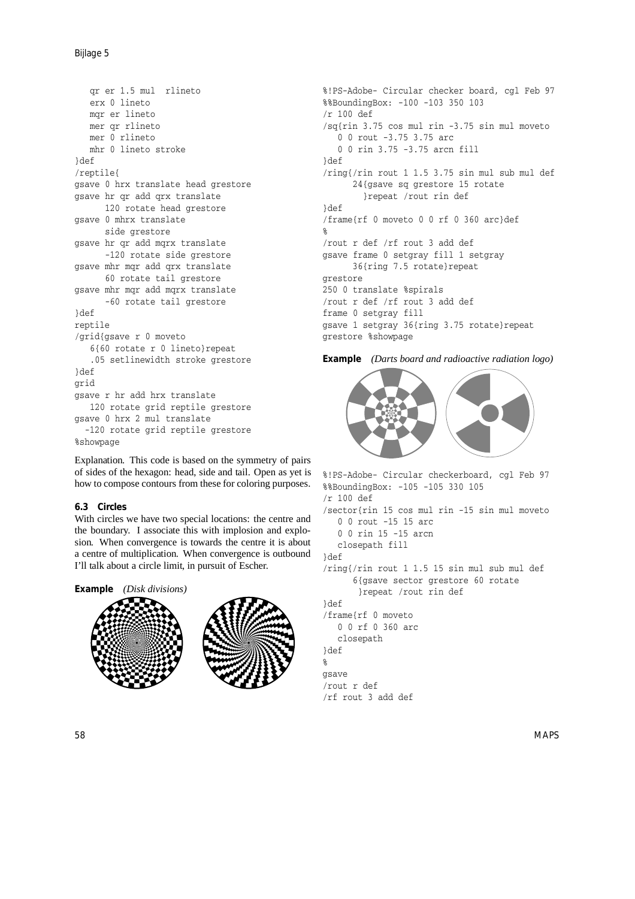```
   qr er 1.5 mul  rlineto
   erx 0 lineto
   mqr er lineto
   mer qr rlineto
   mer 0 rlineto
   mhr 0 lineto stroke
}def
/reptile{
gsave 0 hrx translate head grestore
gsave hr qr add qrx translate
      120 rotate head grestore
gsave 0 mhrx translate
      side grestore
gsave hr qr add mqrx translate
      -120 rotate side grestore
gsave mhr mqr add qrx translate
      60 rotate tail grestore
gsave mhr mqr add mqrx translate
      -60 rotate tail grestore
}def
reptile
/grid{gsave r 0 moveto
   6{60 rotate r 0 lineto}repeat
   .05 setlinewidth stroke grestore
}def
grid
gsave r hr add hrx translate
   120 rotate grid reptile grestore
gsave 0 hrx 2 mul translate
  -120 rotate grid reptile grestore
%showpage
```

Explanation. This code is based on the symmetry of pairs of sides of the hexagon: head, side and tail. Open as yet is how to compose contours from these for coloring purposes.

### 6.3 Circles

With circles we have two special locations: the centre and the boundary. I associate this with implosion and explosion. When convergence is towards the centre it is about a centre of multiplication. When convergence is outbound I'll talk about a circle limit, in pursuit of Escher.

**Example** *(Disk divisions)*

```
%!PS-Adobe- Circular checker board, cgl Feb 97
%%BoundingBox: -100 -103 350 103
/r 100 def
/sq{rin 3.75 cos mul rin -3.75 sin mul moveto
   0 0 rout -3.75 3.75 arc
   0 0 rin 3.75 -3.75 arcn fill
}def
/ring{/rin rout 1 1.5 3.75 sin mul sub mul def
      24{gsave sq grestore 15 rotate
        }repeat /rout rin def
}def
/frame{rf 0 moveto 0 0 rf 0 360 arc}def
%
/rout r def /rf rout 3 add def
gsave frame 0 setgray fill 1 setgray
      36{ring 7.5 rotate}repeat
grestore
250 0 translate %spirals
/rout r def /rf rout 3 add def
frame 0 setgray fill
gsave 1 setgray 36{ring 3.75 rotate}repeat
grestore %showpage
```

**Example** *(Darts board and radioactive radiation logo)*

```
%!PS-Adobe- Circular checkerboard, cgl Feb 97
%%BoundingBox: -105 -105 330 105
/r 100 def
/sector{rin 15 cos mul rin -15 sin mul moveto
   0 0 rout -15 15 arc
   0 0 rin 15 -15 arcn
   closepath fill
}def
/ring{/rin rout 1 1.5 15 sin mul sub mul def
      6{gsave sector grestore 60 rotate
       }repeat /rout rin def
}def
/frame{rf 0 moveto
   0 0 rf 0 360 arc
   closepath
}def
%
gsave
/rout r def
/rf rout 3 add def
```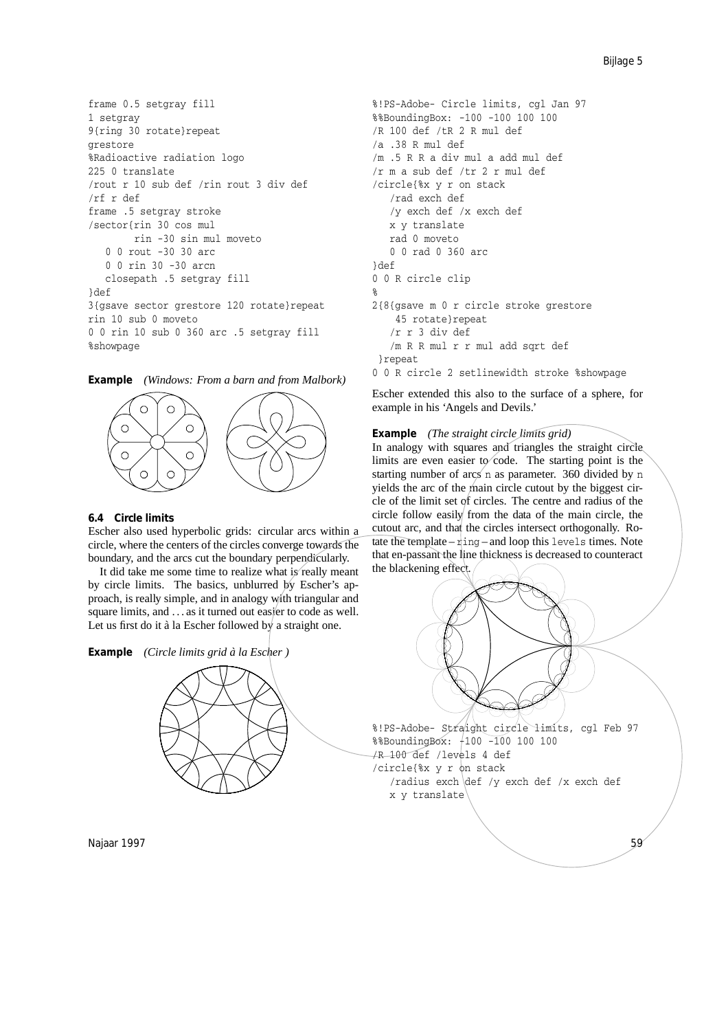```
frame 0.5 setgray fill
1 setgray
9{ring 30 rotate}repeat
grestore
%Radioactive radiation logo
225 0 translate
/rout r 10 sub def /rin rout 3 div def
/rf r def
frame .5 setgray stroke
/sector{rin 30 cos mul
        rin -30 sin mul moveto
   0 0 rout -30 30 arc
   0 0 rin 30 -30 arcn
   closepath .5 setgray fill
}def
3{gsave sector grestore 120 rotate}repeat
rin 10 sub 0 moveto
0 0 rin 10 sub 0 360 arc .5 setgray fill
%showpage
```

**Example** *(Windows: From a barn and from Malbork)*

### 6.4 Circle limits

Escher also used hyperbolic grids: circular arcs within a circle, where the centers of the circles converge towards the boundary, and the arcs cut the boundary perpendicularly.

It did take me some time to realize what is really meant by circle limits. The basics, unblurred by Escher's approach, is really simple, and in analogy with triangular and square limits, and ... as it turned out easier to code as well. Let us first do it à la Escher followed by a straight one.

**Example** *(Circle limits grid à la Escher )*

```
%!PS-Adobe- Circle limits, cgl Jan 97
%%BoundingBox: -100 -100 100 100
/R 100 def /tR 2 R mul def
/a .38 R mul def
/m .5 R R a div mul a add mul def
/r m a sub def /tr 2 r mul def
/circle{%x y r on stack
   /rad exch def
   /y exch def /x exch def
   x y translate
   rad 0 moveto
   0 0 rad 0 360 arc
}def
0 0 R circle clip
%
2{8{gsave m 0 r circle stroke grestore
    45 rotate}repeat
   /r r 3 div def
   /m R R mul r r mul add sqrt def
 }repeat
0 0 R circle 2 setlinewidth stroke %showpage
```

Escher extended this also to the surface of a sphere, for example in his 'Angels and Devils.'

**Example** *(The straight circle limits grid)*
In analogy with squares and triangles the straight circle limits are even easier to code. The starting point is the starting number of arcs `n` as parameter. 360 divided by `n` yields the arc of the main circle cutout by the biggest circle of the limit set of circles. The centre and radius of the circle follow easily from the data of the main circle, the cutout arc, and that the circles intersect orthogonally. Rotate the template – `ring` – and loop this `levels` times. Note that en-passant the line thickness is decreased to counteract the blackening effect.

```
%!PS-Adobe- Straight circle limits, cgl Feb 97
%%BoundingBox: -100 -100 100 100
/R 100 def /levels 4 def
/circle{%x y r on stack
   /radius exch def /y exch def /x exch def
   x y translate
```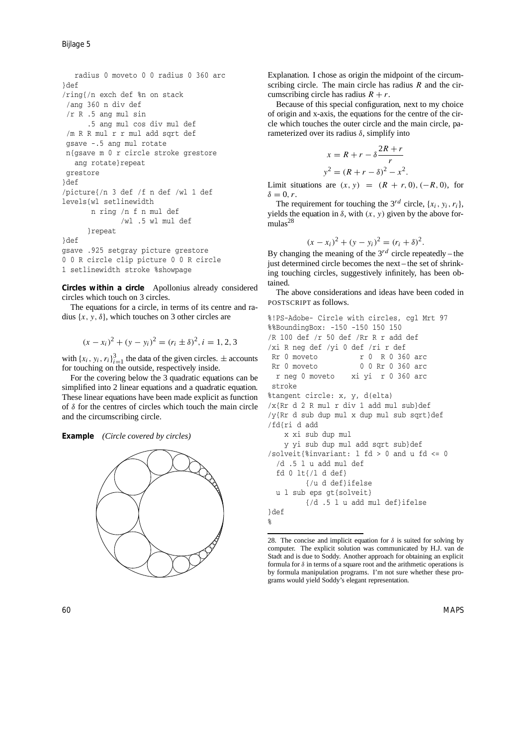```
   radius 0 moveto 0 0 radius 0 360 arc
}def
/ring{/n exch def %n on stack
 /ang 360 n div def
 /r R .5 ang mul sin
      .5 ang mul cos div mul def
 /m R R mul r r mul add sqrt def
 gsave -.5 ang mul rotate
 n{gsave m 0 r circle stroke grestore
   ang rotate}repeat
 grestore
}def
/picture{/n 3 def /f n def /wl 1 def
levels{wl setlinewidth
       n ring /n f n mul def
              /wl .5 wl mul def
      }repeat
}def
gsave .925 setgray picture grestore
0 0 R circle clip picture 0 0 R circle
1 setlinewidth stroke %showpage
```

**Circles within a circle** Apollonius already considered circles which touch on 3 circles.

The equations for a circle, in terms of its centre and radius $\{x, y, \delta\}$, which touches on 3 other circles are

$$(x - x_i)^2 + (y - y_i)^2 = (r_i \pm \delta)^2, i = 1, 2, 3$$

with $\{x_i, y_i, r_i\}_{i=1}^3$ the data of the given circles. $\pm$ accounts for touching on the outside, respectively inside.

For the covering below the 3 quadratic equations can be simplified into 2 linear equations and a quadratic equation. These linear equations have been made explicit as function of $\delta$ for the centres of circles which touch the main circle and the circumscribing circle.

**Example** *(Circle covered by circles)*

Explanation. I chose as origin the midpoint of the circumscribing circle. The main circle has radius $R$ and the circumscribing circle has radius $R + r$.

Because of this special configuration, next to my choice of origin and x-axis, the equations for the centre of the circle which touches the outer circle and the main circle, parameterized over its radius $\delta$, simplify into

$$x = R + r - \delta\frac{2R + r}{r}$$
$$y^2 = (R + r - \delta)^2 - x^2.$$

Limit situations are $(x, y) = (R + r, 0), (-R, 0)$, for $\delta = 0, r$.

The requirement for touching the $3^{rd}$ circle, $\{x_i, y_i, r_i\}$, yields the equation in $\delta$, with $(x, y)$ given by the above formulas[28]

$$(x - x_i)^2 + (y - y_i)^2 = (r_i + \delta)^2.$$

By changing the meaning of the $3^{rd}$ circle repeatedly – the just determined circle becomes the next – the set of shrinking touching circles, suggestively infinitely, has been obtained.

The above considerations and ideas have been coded in POSTSCRIPT as follows.

```
%!PS-Adobe- Circle with circles, cgl Mrt 97
%%BoundingBox: -150 -150 150 150
/R 100 def /r 50 def /Rr R r add def
/xi R neg def /yi 0 def /ri r def
 Rr 0 moveto          r 0  R 0 360 arc
 Rr 0 moveto          0 0 Rr 0 360 arc
  r neg 0 moveto    xi yi  r 0 360 arc
 stroke
%tangent circle: x, y, d(elta)
/x{Rr d 2 R mul r div 1 add mul sub}def
/y{Rr d sub dup mul x dup mul sub sqrt}def
/fd{ri d add
    x xi sub dup mul
    y yi sub dup mul add sqrt sub}def
/solveit{%invariant: l fd > 0 and u fd <= 0
  /d .5 l u add mul def
  fd 0 lt{/l d def}
         {/u d def}ifelse
  u l sub eps gt{solveit}
         {/d .5 l u add mul def}ifelse
}def
%
```

28. The concise and implicit equation for $\delta$ is suited for solving by computer. The explicit solution was communicated by H.J. van de Stadt and is due to Soddy. Another approach for obtaining an explicit formula for $\delta$ in terms of a square root and the arithmetic operations is by formula manipulation programs. I'm not sure whether these programs would yield Soddy's elegant representation.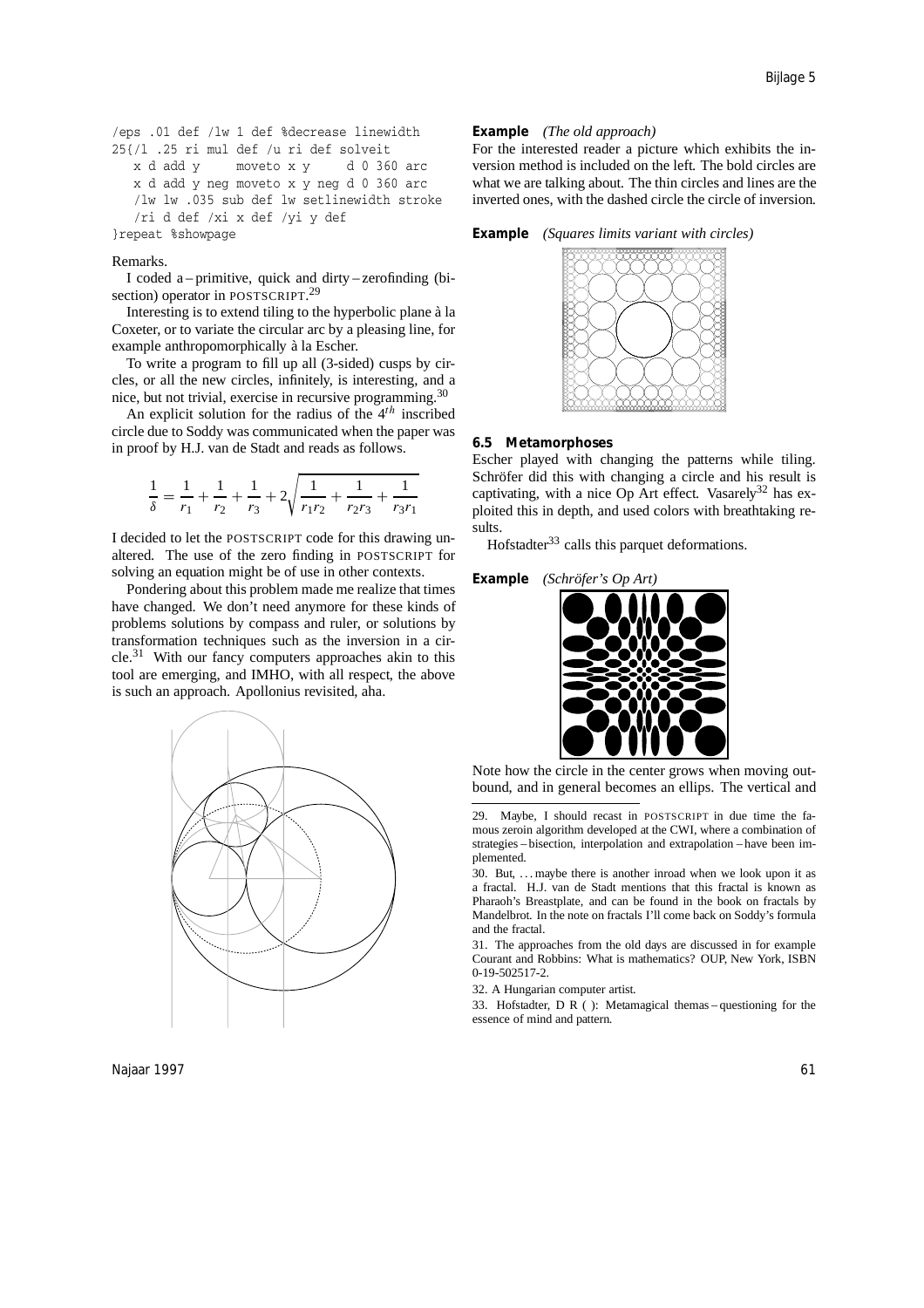```
/eps .01 def /lw 1 def %decrease linewidth
25{/l .25 ri mul def /u ri def solveit
   x d add y     moveto x y     d 0 360 arc
   x d add y neg moveto x y neg d 0 360 arc
   /lw lw .035 sub def lw setlinewidth stroke
   /ri d def /xi x def /yi y def
}repeat %showpage
```

Remarks.

I coded a – primitive, quick and dirty – zerofinding (bisection) operator in POSTSCRIPT.[29]

Interesting is to extend tiling to the hyperbolic plane à la Coxeter, or to variate the circular arc by a pleasing line, for example anthropomorphically à la Escher.

To write a program to fill up all (3-sided) cusps by circles, or all the new circles, infinitely, is interesting, and a nice, but not trivial, exercise in recursive programming.[30]

An explicit solution for the radius of the $4^{th}$ inscribed circle due to Soddy was communicated when the paper was in proof by H.J. van de Stadt and reads as follows.

$$\frac{1}{\delta} = \frac{1}{r_1} + \frac{1}{r_2} + \frac{1}{r_3} + 2\sqrt{\frac{1}{r_1r_2} + \frac{1}{r_2r_3} + \frac{1}{r_3r_1}}$$

I decided to let the POSTSCRIPT code for this drawing unaltered. The use of the zero finding in POSTSCRIPT for solving an equation might be of use in other contexts.

Pondering about this problem made me realize that times have changed. We don't need anymore for these kinds of problems solutions by compass and ruler, or solutions by transformation techniques such as the inversion in a circle.[31] With our fancy computers approaches akin to this tool are emerging, and IMHO, with all respect, the above is such an approach. Apollonius revisited, aha.

**Example** *(The old approach)*
For the interested reader a picture which exhibits the inversion method is included on the left. The bold circles are what we are talking about. The thin circles and lines are the inverted ones, with the dashed circle the circle of inversion.

**Example** *(Squares limits variant with circles)*

### 6.5 Metamorphoses

Escher played with changing the patterns while tiling. Schröfer did this with changing a circle and his result is captivating, with a nice Op Art effect. Vasarely[32] has exploited this in depth, and used colors with breathtaking results.

Hofstadter[33] calls this parquet deformations.

**Example** *(Schröfer's Op Art)*

Note how the circle in the center grows when moving outbound, and in general becomes an ellips. The vertical and

---

29. Maybe, I should recast in POSTSCRIPT in due time the famous zeroin algorithm developed at the CWI, where a combination of strategies – bisection, interpolation and extrapolation – have been implemented.

30. But, ... maybe there is another inroad when we look upon it as a fractal. H.J. van de Stadt mentions that this fractal is known as Pharaoh's Breastplate, and can be found in the book on fractals by Mandelbrot. In the note on fractals I'll come back on Soddy's formula and the fractal.

31. The approaches from the old days are discussed in for example Courant and Robbins: What is mathematics? OUP, New York, ISBN 0-19-502517-2.

32. A Hungarian computer artist.

33. Hofstadter, D R ( ): Metamagical themas – questioning for the essence of mind and pattern.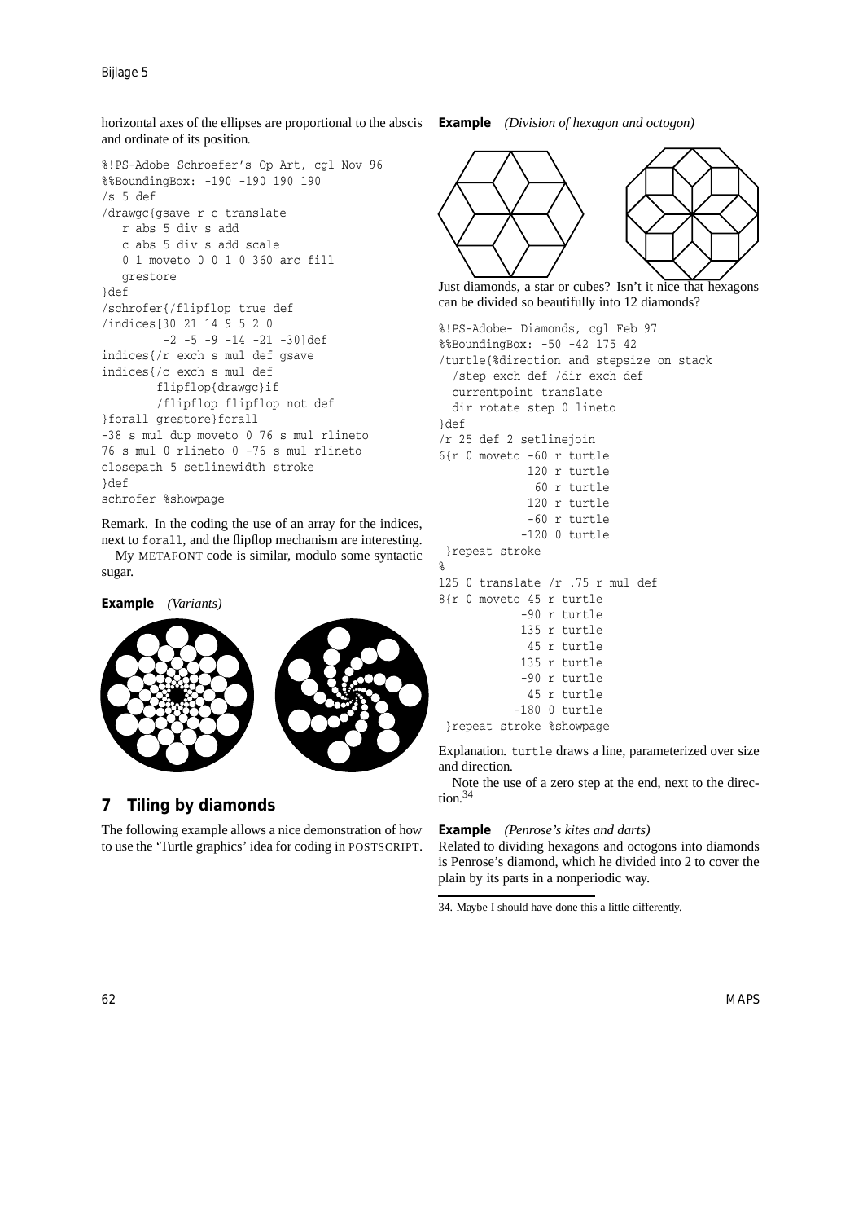horizontal axes of the ellipses are proportional to the abscis and ordinate of its position.

```
%!PS-Adobe Schroefer's Op Art, cgl Nov 96
%%BoundingBox: -190 -190 190 190
/s 5 def
/drawgc{gsave r c translate
   r abs 5 div s add
   c abs 5 div s add scale
   0 1 moveto 0 0 1 0 360 arc fill
   grestore
}def
/schrofer{/flipflop true def
/indices[30 21 14 9 5 2 0
         -2 -5 -9 -14 -21 -30]def
indices{/r exch s mul def gsave
indices{/c exch s mul def
        flipflop{drawgc}if
        /flipflop flipflop not def
}forall grestore}forall
-38 s mul dup moveto 0 76 s mul rlineto
76 s mul 0 rlineto 0 -76 s mul rlineto
closepath 5 setlinewidth stroke
}def
schrofer %showpage
```

Remark. In the coding the use of an array for the indices, next to `forall`, and the flipflop mechanism are interesting.

My METAFONT code is similar, modulo some syntactic sugar.

**Example** *(Variants)*

## 7 Tiling by diamonds

The following example allows a nice demonstration of how to use the 'Turtle graphics' idea for coding in POSTSCRIPT.

**Example** *(Division of hexagon and octogon)*

Just diamonds, a star or cubes? Isn't it nice that hexagons can be divided so beautifully into 12 diamonds?

```
%!PS-Adobe- Diamonds, cgl Feb 97
%%BoundingBox: -50 -42 175 42
/turtle{%direction and stepsize on stack
  /step exch def /dir exch def
  currentpoint translate
  dir rotate step 0 lineto
}def
/r 25 def 2 setlinejoin
6{r 0 moveto -60 r turtle
            120 r turtle
             60 r turtle
            120 r turtle
            -60 r turtle
           -120 0 turtle
 }repeat stroke
%
125 0 translate /r .75 r mul def
8{r 0 moveto 45 r turtle
           -90 r turtle
           135 r turtle
            45 r turtle
           135 r turtle
           -90 r turtle
            45 r turtle
          -180 0 turtle
 }repeat stroke %showpage
```

Explanation. `turtle` draws a line, parameterized over size and direction.

Note the use of a zero step at the end, next to the direction.[34]

**Example** *(Penrose's kites and darts)*

Related to dividing hexagons and octogons into diamonds is Penrose's diamond, which he divided into 2 to cover the plain by its parts in a nonperiodic way.

34. Maybe I should have done this a little differently.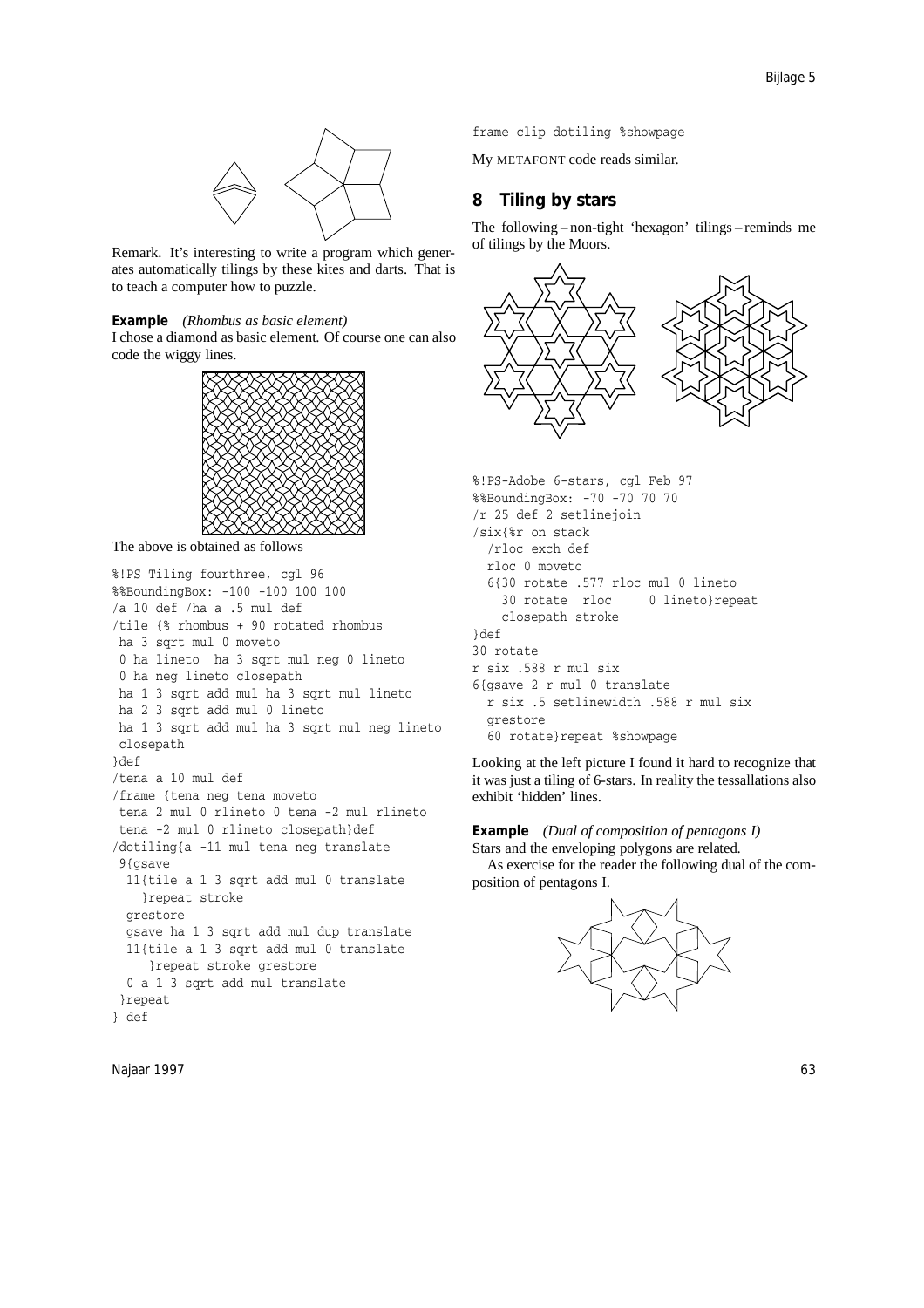Remark. It's interesting to write a program which generates automatically tilings by these kites and darts. That is to teach a computer how to puzzle.

**Example** *(Rhombus as basic element)*
I chose a diamond as basic element. Of course one can also code the wiggy lines.

The above is obtained as follows

```
%!PS Tiling fourthree, cgl 96
%%BoundingBox: -100 -100 100 100
/a 10 def /ha a .5 mul def
/tile {% rhombus + 90 rotated rhombus
 ha 3 sqrt mul 0 moveto
 0 ha lineto  ha 3 sqrt mul neg 0 lineto
 0 ha neg lineto closepath
 ha 1 3 sqrt add mul ha 3 sqrt mul lineto
 ha 2 3 sqrt add mul 0 lineto
 ha 1 3 sqrt add mul ha 3 sqrt mul neg lineto
 closepath
}def
/tena a 10 mul def
/frame {tena neg tena moveto
 tena 2 mul 0 rlineto 0 tena -2 mul rlineto
 tena -2 mul 0 rlineto closepath}def
/dotiling{a -11 mul tena neg translate
 9{gsave
  11{tile a 1 3 sqrt add mul 0 translate
    }repeat stroke
  grestore
  gsave ha 1 3 sqrt add mul dup translate
  11{tile a 1 3 sqrt add mul 0 translate
     }repeat stroke grestore
  0 a 1 3 sqrt add mul translate
 }repeat
} def
frame clip dotiling %showpage
```

My METAFONT code reads similar.

## 8 Tiling by stars

The following – non-tight 'hexagon' tilings – reminds me of tilings by the Moors.

```
%!PS-Adobe 6-stars, cgl Feb 97
%%BoundingBox: -70 -70 70 70
/r 25 def 2 setlinejoin
/six{%r on stack
  /rloc exch def
  rloc 0 moveto
  6{30 rotate .577 rloc mul 0 lineto
    30 rotate  rloc     0 lineto}repeat
    closepath stroke
}def
30 rotate
r six .588 r mul six
6{gsave 2 r mul 0 translate
  r six .5 setlinewidth .588 r mul six
  grestore
  60 rotate}repeat %showpage
```

Looking at the left picture I found it hard to recognize that it was just a tiling of 6-stars. In reality the tessallations also exhibit 'hidden' lines.

**Example** *(Dual of composition of pentagons I)*
Stars and the enveloping polygons are related.

As exercise for the reader the following dual of the composition of pentagons I.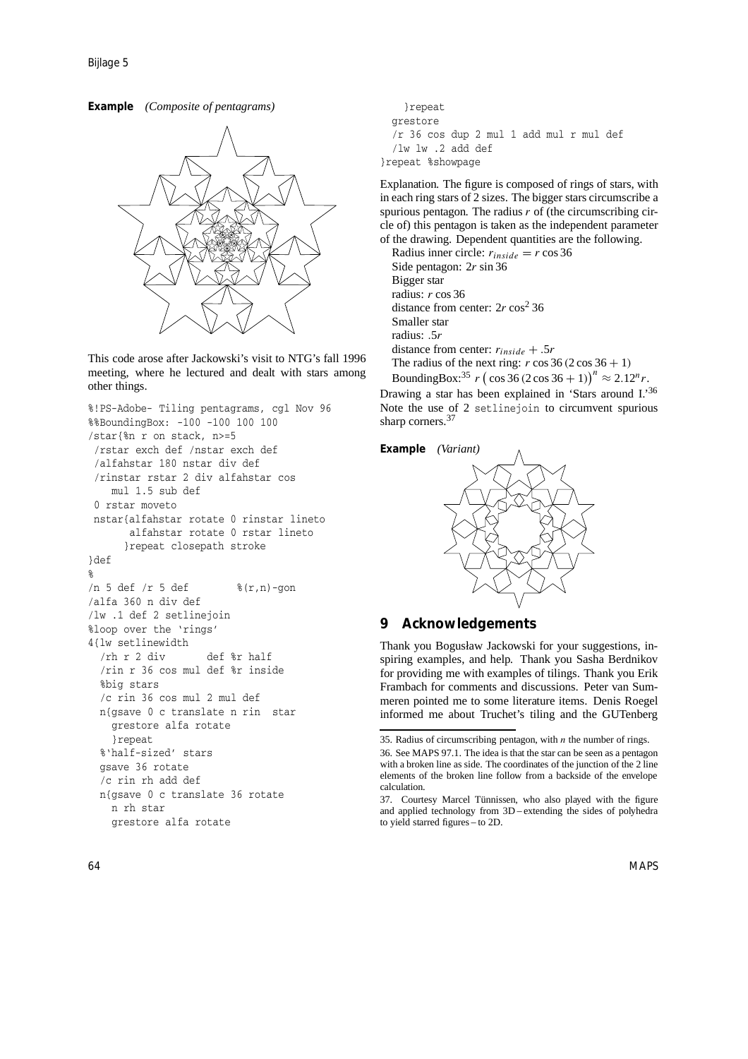**Example** *(Composite of pentagrams)*

This code arose after Jackowski's visit to NTG's fall 1996 meeting, where he lectured and dealt with stars among other things.

```
%!PS-Adobe- Tiling pentagrams, cgl Nov 96
%%BoundingBox: -100 -100 100 100
/star{%n r on stack, n>=5
 /rstar exch def /nstar exch def
 /alfahstar 180 nstar div def
 /rinstar rstar 2 div alfahstar cos
    mul 1.5 sub def
 0 rstar moveto
 nstar{alfahstar rotate 0 rinstar lineto
       alfahstar rotate 0 rstar lineto
      }repeat closepath stroke
}def
%
/n 5 def /r 5 def        %(r,n)-gon
/alfa 360 n div def
/lw .1 def 2 setlinejoin
%loop over the 'rings'
4{lw setlinewidth
  /rh r 2 div       def %r half
  /rin r 36 cos mul def %r inside
  %big stars
  /c rin 36 cos mul 2 mul def
  n{gsave 0 c translate n rin  star
    grestore alfa rotate
    }repeat
  %'half-sized' stars
  gsave 36 rotate
  /c rin rh add def
  n{gsave 0 c translate 36 rotate
    n rh star
    grestore alfa rotate
    }repeat
  grestore
  /r 36 cos dup 2 mul 1 add mul r mul def
  /lw lw .2 add def
}repeat %showpage
```

Explanation. The figure is composed of rings of stars, with in each ring stars of 2 sizes. The bigger stars circumscribe a spurious pentagon. The radius $r$ of (the circumscribing circle of) this pentagon is taken as the independent parameter of the drawing. Dependent quantities are the following.

Radius inner circle: $r_{inside} = r \cos 36$
Side pentagon: $2r \sin 36$
Bigger star
radius: $r \cos 36$
distance from center: $2r \cos^2 36$
Smaller star
radius: $.5r$
distance from center: $r_{inside} + .5r$
The radius of the next ring: $r \cos 36\,(2 \cos 36 + 1)$
BoundingBox:[35] $r\left(\cos 36\,(2\cos 36 + 1)\right)^n \approx 2.12^n r$.

Drawing a star has been explained in 'Stars around I.'[36] Note the use of 2 setlinejoin to circumvent spurious sharp corners.[37]

**Example** *(Variant)*

## 9 Acknowledgements

Thank you Bogusław Jackowski for your suggestions, inspiring examples, and help. Thank you Sasha Berdnikov for providing me with examples of tilings. Thank you Erik Frambach for comments and discussions. Peter van Summeren pointed me to some literature items. Denis Roegel informed me about Truchet's tiling and the GUTenberg

35. Radius of circumscribing pentagon, with $n$ the number of rings.

36. See MAPS 97.1. The idea is that the star can be seen as a pentagon with a broken line as side. The coordinates of the junction of the 2 line elements of the broken line follow from a backside of the envelope calculation.

37. Courtesy Marcel Tünnissen, who also played with the figure and applied technology from 3D – extending the sides of polyhedra to yield starred figures – to 2D.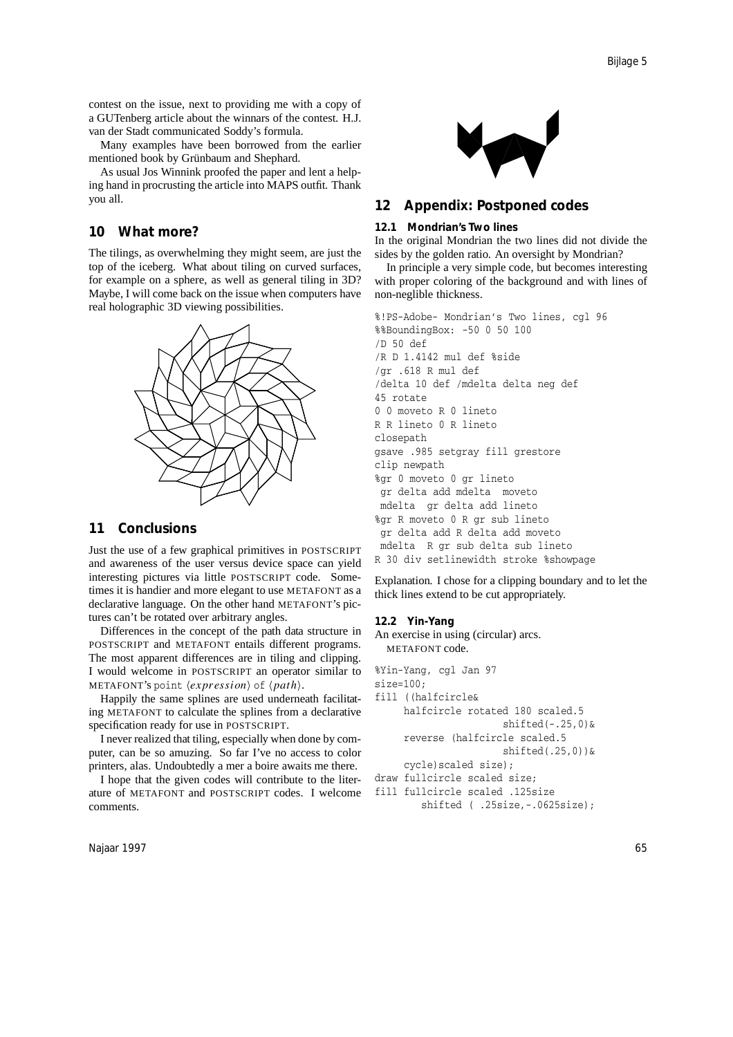contest on the issue, next to providing me with a copy of a GUTenberg article about the winnars of the contest. H.J. van der Stadt communicated Soddy's formula.

Many examples have been borrowed from the earlier mentioned book by Grünbaum and Shephard.

As usual Jos Winnink proofed the paper and lent a helping hand in procrusting the article into MAPS outfit. Thank you all.

## 10 What more?

The tilings, as overwhelming they might seem, are just the top of the iceberg. What about tiling on curved surfaces, for example on a sphere, as well as general tiling in 3D? Maybe, I will come back on the issue when computers have real holographic 3D viewing possibilities.

## 11 Conclusions

Just the use of a few graphical primitives in POSTSCRIPT and awareness of the user versus device space can yield interesting pictures via little POSTSCRIPT code. Sometimes it is handier and more elegant to use METAFONT as a declarative language. On the other hand METAFONT's pictures can't be rotated over arbitrary angles.

Differences in the concept of the path data structure in POSTSCRIPT and METAFONT entails different programs. The most apparent differences are in tiling and clipping. I would welcome in POSTSCRIPT an operator similar to METAFONT's `point` ⟨*expression*⟩ `of` ⟨*path*⟩.

Happily the same splines are used underneath facilitating METAFONT to calculate the splines from a declarative specification ready for use in POSTSCRIPT.

I never realized that tiling, especially when done by computer, can be so amuzing. So far I've no access to color printers, alas. Undoubtedly a mer a boire awaits me there.

I hope that the given codes will contribute to the literature of METAFONT and POSTSCRIPT codes. I welcome comments.

## 12 Appendix: Postponed codes

### 12.1 Mondrian's Two lines

In the original Mondrian the two lines did not divide the sides by the golden ratio. An oversight by Mondrian?

In principle a very simple code, but becomes interesting with proper coloring of the background and with lines of non-neglible thickness.

```
%!PS-Adobe- Mondrian's Two lines, cgl 96
%%BoundingBox: -50 0 50 100
/D 50 def
/R D 1.4142 mul def %side
/gr .618 R mul def
/delta 10 def /mdelta delta neg def
45 rotate
0 0 moveto R 0 lineto
R R lineto 0 R lineto
closepath
gsave .985 setgray fill grestore
clip newpath
%gr 0 moveto 0 gr lineto
 gr delta add mdelta  moveto
 mdelta  gr delta add lineto
%gr R moveto 0 R gr sub lineto
 gr delta add R delta add moveto
 mdelta  R gr sub delta sub lineto
R 30 div setlinewidth stroke %showpage
```

Explanation. I chose for a clipping boundary and to let the thick lines extend to be cut appropriately.

### 12.2 Yin-Yang

An exercise in using (circular) arcs.

METAFONT code.

```
%Yin-Yang, cgl Jan 97
size=100;
fill ((halfcircle&
     halfcircle rotated 180 scaled.5
                     shifted(-.25,0)&
     reverse (halfcircle scaled.5
                     shifted(.25,0))&
     cycle)scaled size);
draw fullcircle scaled size;
fill fullcircle scaled .125size
        shifted ( .25size,-.0625size);
```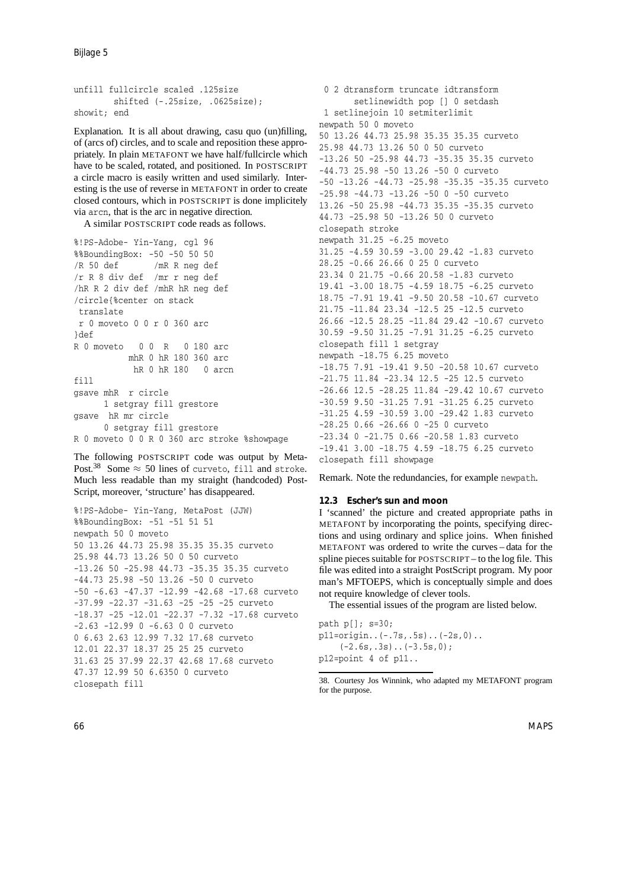```
unfill fullcircle scaled .125size
       shifted (-.25size, .0625size);
showit; end
```

Explanation. It is all about drawing, casu quo (un)filling, of (arcs of) circles, and to scale and reposition these appropriately. In plain METAFONT we have half/fullcircle which have to be scaled, rotated, and positioned. In POSTSCRIPT a circle macro is easily written and used similarly. Interesting is the use of reverse in METAFONT in order to create closed contours, which in POSTSCRIPT is done implicitely via `arcn`, that is the arc in negative direction.

A similar POSTSCRIPT code reads as follows.

```
%!PS-Adobe- Yin-Yang, cgl 96
%%BoundingBox: -50 -50 50 50
/R 50 def       /mR R neg def
/r R 8 div def  /mr r neg def
/hR R 2 div def /mhR hR neg def
/circle{%center on stack
 translate
 r 0 moveto 0 0 r 0 360 arc
}def
R 0 moveto   0 0  R   0 180 arc
          mhR 0 hR 180 360 arc
           hR 0 hR 180   0 arcn
fill
gsave mhR  r circle
      1 setgray fill grestore
gsave  hR mr circle
      0 setgray fill grestore
R 0 moveto 0 0 R 0 360 arc stroke %showpage
```

The following POSTSCRIPT code was output by MetaPost.[38] Some $\approx$ 50 lines of `curveto`, `fill` and `stroke`. Much less readable than my straight (handcoded) PostScript, moreover, 'structure' has disappeared.

```
%!PS-Adobe- Yin-Yang, MetaPost (JJW)
%%BoundingBox: -51 -51 51 51
newpath 50 0 moveto
50 13.26 44.73 25.98 35.35 35.35 curveto
25.98 44.73 13.26 50 0 50 curveto
-13.26 50 -25.98 44.73 -35.35 35.35 curveto
-44.73 25.98 -50 13.26 -50 0 curveto
-50 -6.63 -47.37 -12.99 -42.68 -17.68 curveto
-37.99 -22.37 -31.63 -25 -25 -25 curveto
-18.37 -25 -12.01 -22.37 -7.32 -17.68 curveto
-2.63 -12.99 0 -6.63 0 0 curveto
0 6.63 2.63 12.99 7.32 17.68 curveto
12.01 22.37 18.37 25 25 25 curveto
31.63 25 37.99 22.37 42.68 17.68 curveto
47.37 12.99 50 6.6350 0 curveto
closepath fill
 0 2 dtransform truncate idtransform
      setlinewidth pop [] 0 setdash
 1 setlinejoin 10 setmiterlimit
newpath 50 0 moveto
50 13.26 44.73 25.98 35.35 35.35 curveto
25.98 44.73 13.26 50 0 50 curveto
-13.26 50 -25.98 44.73 -35.35 35.35 curveto
-44.73 25.98 -50 13.26 -50 0 curveto
-50 -13.26 -44.73 -25.98 -35.35 -35.35 curveto
-25.98 -44.73 -13.26 -50 0 -50 curveto
13.26 -50 25.98 -44.73 35.35 -35.35 curveto
44.73 -25.98 50 -13.26 50 0 curveto
closepath stroke
newpath 31.25 -6.25 moveto
31.25 -4.59 30.59 -3.00 29.42 -1.83 curveto
28.25 -0.66 26.66 0 25 0 curveto
23.34 0 21.75 -0.66 20.58 -1.83 curveto
19.41 -3.00 18.75 -4.59 18.75 -6.25 curveto
18.75 -7.91 19.41 -9.50 20.58 -10.67 curveto
21.75 -11.84 23.34 -12.5 25 -12.5 curveto
26.66 -12.5 28.25 -11.84 29.42 -10.67 curveto
30.59 -9.50 31.25 -7.91 31.25 -6.25 curveto
closepath fill 1 setgray
newpath -18.75 6.25 moveto
-18.75 7.91 -19.41 9.50 -20.58 10.67 curveto
-21.75 11.84 -23.34 12.5 -25 12.5 curveto
-26.66 12.5 -28.25 11.84 -29.42 10.67 curveto
-30.59 9.50 -31.25 7.91 -31.25 6.25 curveto
-31.25 4.59 -30.59 3.00 -29.42 1.83 curveto
-28.25 0.66 -26.66 0 -25 0 curveto
-23.34 0 -21.75 0.66 -20.58 1.83 curveto
-19.41 3.00 -18.75 4.59 -18.75 6.25 curveto
closepath fill showpage
```

Remark. Note the redundancies, for example `newpath`.

### 12.3 Escher's sun and moon

I 'scanned' the picture and created appropriate paths in METAFONT by incorporating the points, specifying directions and using ordinary and splice joins. When finished METAFONT was ordered to write the curves – data for the spline pieces suitable for POSTSCRIPT – to the log file. This file was edited into a straight PostScript program. My poor man's MFTOEPS, which is conceptually simple and does not require knowledge of clever tools.

The essential issues of the program are listed below.

```
path p[]; s=30;
p11=origin..(-.7s,.5s)..(-2s,0)..
    (-2.6s,.3s)..(-3.5s,0);
p12=point 4 of p11..
```

38. Courtesy Jos Winnink, who adapted my METAFONT program for the purpose.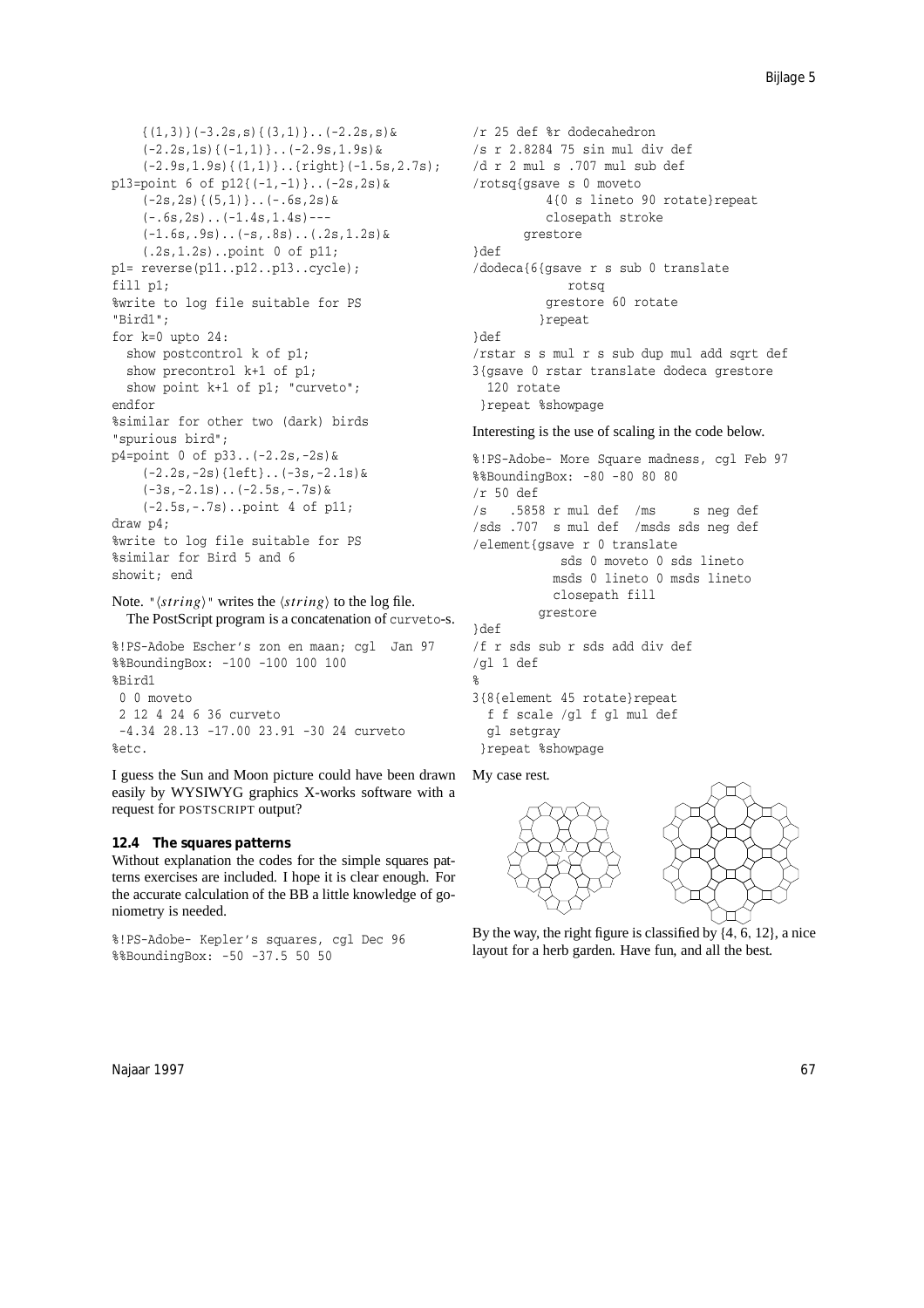```
    {(1,3)}(-3.2s,s){(3,1)}..(-2.2s,s)&
    (-2.2s,1s){(-1,1)}..(-2.9s,1.9s)&
    (-2.9s,1.9s){(1,1)}..{right}(-1.5s,2.7s);
p13=point 6 of p12{(-1,-1)}..(-2s,2s)&
    (-2s,2s){(5,1)}..(-.6s,2s)&
    (-.6s,2s)..(-1.4s,1.4s)---
    (-1.6s,.9s)..(-s,.8s)..(.2s,1.2s)&
    (.2s,1.2s)..point 0 of p11;
p1= reverse(p11..p12..p13..cycle);
fill p1;
%write to log file suitable for PS
"Bird1";
for k=0 upto 24:
  show postcontrol k of p1;
  show precontrol k+1 of p1;
  show point k+1 of p1; "curveto";
endfor
%similar for other two (dark) birds
"spurious bird";
p4=point 0 of p33..(-2.2s,-2s)&
    (-2.2s,-2s){left}..(-3s,-2.1s)&
    (-3s,-2.1s)..(-2.5s,-.7s)&
    (-2.5s,-.7s)..point 4 of p11;
draw p4;
%write to log file suitable for PS
%similar for Bird 5 and 6
showit; end
```

Note. "⟨*string*⟩" writes the ⟨*string*⟩ to the log file.
The PostScript program is a concatenation of curveto-s.

```
%!PS-Adobe Escher's zon en maan; cgl  Jan 97
%%BoundingBox: -100 -100 100 100
%Bird1
 0 0 moveto
 2 12 4 24 6 36 curveto
 -4.34 28.13 -17.00 23.91 -30 24 curveto
%etc.
```

I guess the Sun and Moon picture could have been drawn easily by WYSIWYG graphics X-works software with a request for POSTSCRIPT output?

### 12.4 The squares patterns

Without explanation the codes for the simple squares patterns exercises are included. I hope it is clear enough. For the accurate calculation of the BB a little knowledge of goniometry is needed.

```
%!PS-Adobe- Kepler's squares, cgl Dec 96
%%BoundingBox: -50 -37.5 50 50
```

```
/r 25 def %r dodecahedron
/s r 2.8284 75 sin mul div def
/d r 2 mul s .707 mul sub def
/rotsq{gsave s 0 moveto
        4{0 s lineto 90 rotate}repeat
        closepath stroke
      grestore
}def
/dodeca{6{gsave r s sub 0 translate
            rotsq
          grestore 60 rotate
         }repeat
}def
/rstar s s mul r s sub dup mul add sqrt def
3{gsave 0 rstar translate dodeca grestore
  120 rotate
 }repeat %showpage
```

Interesting is the use of scaling in the code below.

```
%!PS-Adobe- More Square madness, cgl Feb 97
%%BoundingBox: -80 -80 80 80
/r 50 def
/s   .5858 r mul def  /ms     s neg def
/sds .707  s mul def  /msds sds neg def
/element{gsave r 0 translate
           sds 0 moveto 0 sds lineto
          msds 0 lineto 0 msds lineto
          closepath fill
        grestore
}def
/f r sds sub r sds add div def
/gl 1 def
%
3{8{element 45 rotate}repeat
  f f scale /gl f gl mul def
  gl setgray
 }repeat %showpage
```

My case rest.

By the way, the right figure is classified by {4, 6, 12}, a nice layout for a herb garden. Have fun, and all the best.